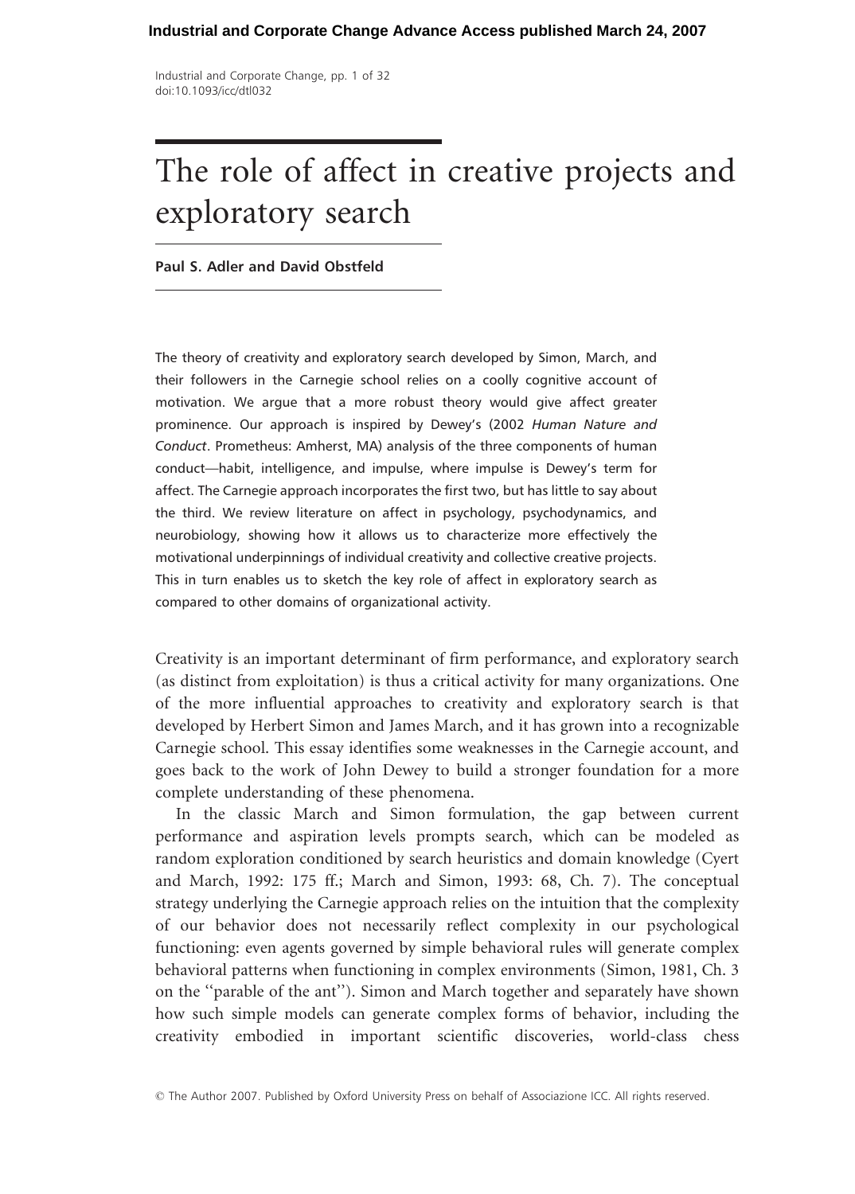# The role of affect in creative projects and exploratory search

**Paul S. Adler and David Obstfeld**

The theory of creativity and exploratory search developed by Simon, March, and their followers in the Carnegie school relies on a coolly cognitive account of motivation. We argue that a more robust theory would give affect greater prominence. Our approach is inspired by Dewey's (2002 *Human Nature and Conduct*. Prometheus: Amherst, MA) analysis of the three components of human conduct—habit, intelligence, and impulse, where impulse is Dewey's term for affect. The Carnegie approach incorporates the first two, but has little to say about the third. We review literature on affect in psychology, psychodynamics, and neurobiology, showing how it allows us to characterize more effectively the motivational underpinnings of individual creativity and collective creative projects. This in turn enables us to sketch the key role of affect in exploratory search as compared to other domains of organizational activity.

Creativity is an important determinant of firm performance, and exploratory search (as distinct from exploitation) is thus a critical activity for many organizations. One of the more influential approaches to creativity and exploratory search is that developed by Herbert Simon and James March, and it has grown into a recognizable Carnegie school. This essay identifies some weaknesses in the Carnegie account, and goes back to the work of John Dewey to build a stronger foundation for a more complete understanding of these phenomena.

In the classic March and Simon formulation, the gap between current performance and aspiration levels prompts search, which can be modeled as random exploration conditioned by search heuristics and domain knowledge (Cyert and March, 1992: 175 ff.; March and Simon, 1993: 68, Ch. 7). The conceptual strategy underlying the Carnegie approach relies on the intuition that the complexity of our behavior does not necessarily reflect complexity in our psychological functioning: even agents governed by simple behavioral rules will generate complex behavioral patterns when functioning in complex environments (Simon, 1981, Ch. 3 on the "parable of the ant"). Simon and March together and separately have shown how such simple models can generate complex forms of behavior, including the creativity embodied in important scientific discoveries, world-class chess

© The Author 2007. Published by Oxford University Press on behalf of Associazione ICC. All rights reserved.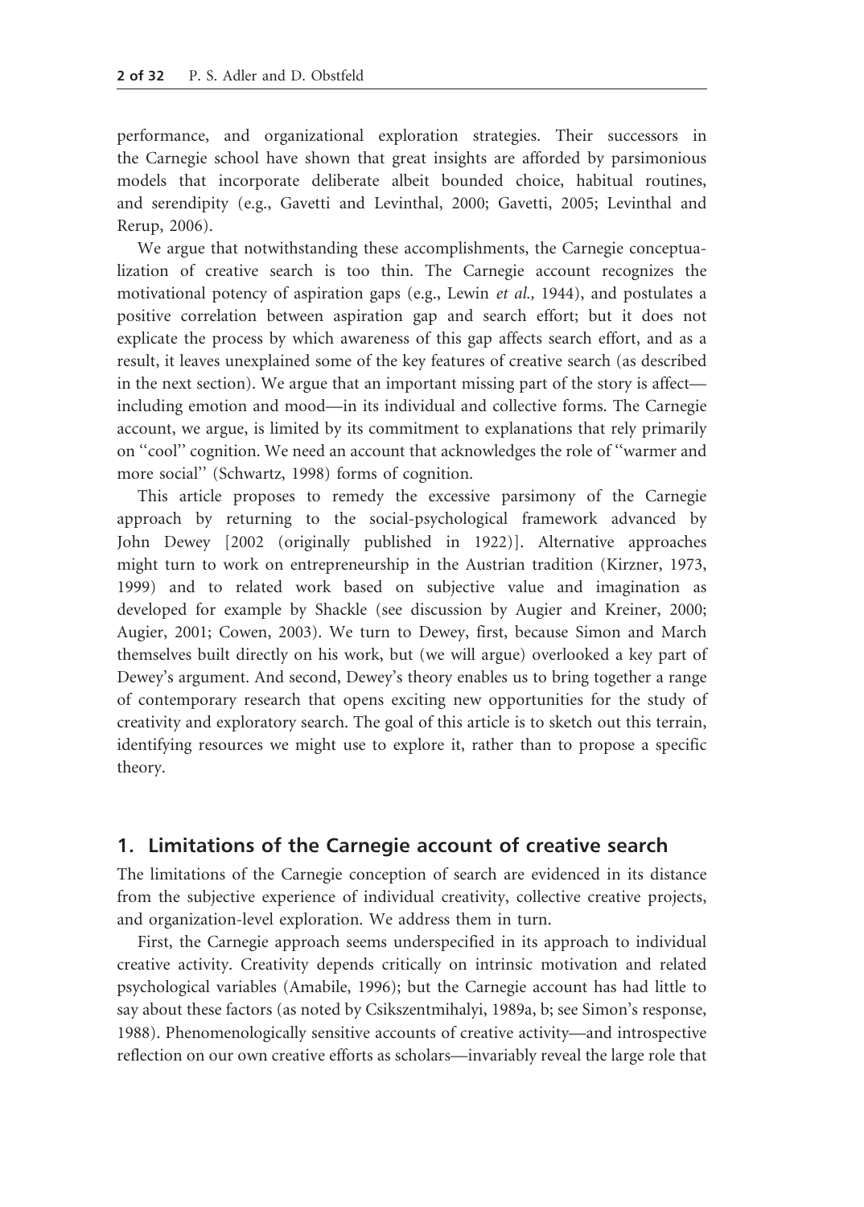performance, and organizational exploration strategies. Their successors in the Carnegie school have shown that great insights are afforded by parsimonious models that incorporate deliberate albeit bounded choice, habitual routines, and serendipity (e.g., Gavetti and Levinthal, 2000; Gavetti, 2005; Levinthal and Rerup, 2006).

We argue that notwithstanding these accomplishments, the Carnegie conceptualization of creative search is too thin. The Carnegie account recognizes the motivational potency of aspiration gaps (e.g., Lewin *et al.,* 1944), and postulates a positive correlation between aspiration gap and search effort; but it does not explicate the process by which awareness of this gap affects search effort, and as a result, it leaves unexplained some of the key features of creative search (as described in the next section). We argue that an important missing part of the story is affect—including emotion and mood—in its individual and collective forms. The Carnegie account, we argue, is limited by its commitment to explanations that rely primarily on ''cool'' cognition. We need an account that acknowledges the role of ''warmer and more social'' (Schwartz, 1998) forms of cognition.

This article proposes to remedy the excessive parsimony of the Carnegie approach by returning to the social-psychological framework advanced by John Dewey [2002 (originally published in 1922)]. Alternative approaches might turn to work on entrepreneurship in the Austrian tradition (Kirzner, 1973, 1999) and to related work based on subjective value and imagination as developed for example by Shackle (see discussion by Augier and Kreiner, 2000; Augier, 2001; Cowen, 2003). We turn to Dewey, first, because Simon and March themselves built directly on his work, but (we will argue) overlooked a key part of Dewey's argument. And second, Dewey's theory enables us to bring together a range of contemporary research that opens exciting new opportunities for the study of creativity and exploratory search. The goal of this article is to sketch out this terrain, identifying resources we might use to explore it, rather than to propose a specific theory.

## 1. Limitations of the Carnegie account of creative search

The limitations of the Carnegie conception of search are evidenced in its distance from the subjective experience of individual creativity, collective creative projects, and organization-level exploration. We address them in turn.

First, the Carnegie approach seems underspecified in its approach to individual creative activity. Creativity depends critically on intrinsic motivation and related psychological variables (Amabile, 1996); but the Carnegie account has had little to say about these factors (as noted by Csikszentmihalyi, 1989a, b; see Simon's response, 1988). Phenomenologically sensitive accounts of creative activity—and introspective reflection on our own creative efforts as scholars—invariably reveal the large role that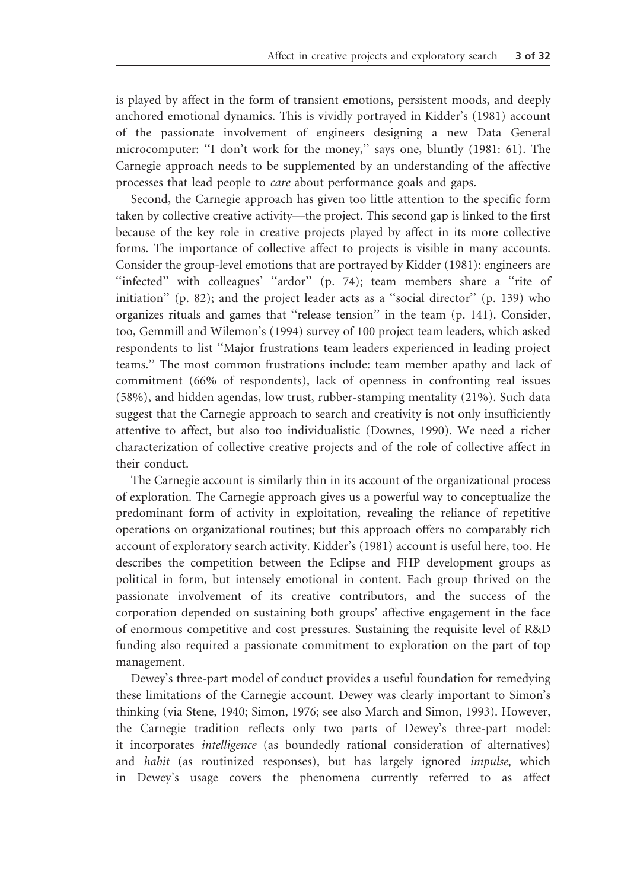is played by affect in the form of transient emotions, persistent moods, and deeply anchored emotional dynamics. This is vividly portrayed in Kidder's (1981) account of the passionate involvement of engineers designing a new Data General microcomputer: ''I don't work for the money,'' says one, bluntly (1981: 61). The Carnegie approach needs to be supplemented by an understanding of the affective processes that lead people to *care* about performance goals and gaps.

Second, the Carnegie approach has given too little attention to the specific form taken by collective creative activity—the project. This second gap is linked to the first because of the key role in creative projects played by affect in its more collective forms. The importance of collective affect to projects is visible in many accounts. Consider the group-level emotions that are portrayed by Kidder (1981): engineers are ''infected'' with colleagues' ''ardor'' (p. 74); team members share a ''rite of initiation'' (p. 82); and the project leader acts as a ''social director'' (p. 139) who organizes rituals and games that ''release tension'' in the team (p. 141). Consider, too, Gemmill and Wilemon's (1994) survey of 100 project team leaders, which asked respondents to list ''Major frustrations team leaders experienced in leading project teams.'' The most common frustrations include: team member apathy and lack of commitment (66% of respondents), lack of openness in confronting real issues (58%), and hidden agendas, low trust, rubber-stamping mentality (21%). Such data suggest that the Carnegie approach to search and creativity is not only insufficiently attentive to affect, but also too individualistic (Downes, 1990). We need a richer characterization of collective creative projects and of the role of collective affect in their conduct.

The Carnegie account is similarly thin in its account of the organizational process of exploration. The Carnegie approach gives us a powerful way to conceptualize the predominant form of activity in exploitation, revealing the reliance of repetitive operations on organizational routines; but this approach offers no comparably rich account of exploratory search activity. Kidder's (1981) account is useful here, too. He describes the competition between the Eclipse and FHP development groups as political in form, but intensely emotional in content. Each group thrived on the passionate involvement of its creative contributors, and the success of the corporation depended on sustaining both groups' affective engagement in the face of enormous competitive and cost pressures. Sustaining the requisite level of R&D funding also required a passionate commitment to exploration on the part of top management.

Dewey's three-part model of conduct provides a useful foundation for remedying these limitations of the Carnegie account. Dewey was clearly important to Simon's thinking (via Stene, 1940; Simon, 1976; see also March and Simon, 1993). However, the Carnegie tradition reflects only two parts of Dewey's three-part model: it incorporates *intelligence* (as boundedly rational consideration of alternatives) and *habit* (as routinized responses), but has largely ignored *impulse*, which in Dewey's usage covers the phenomena currently referred to as affect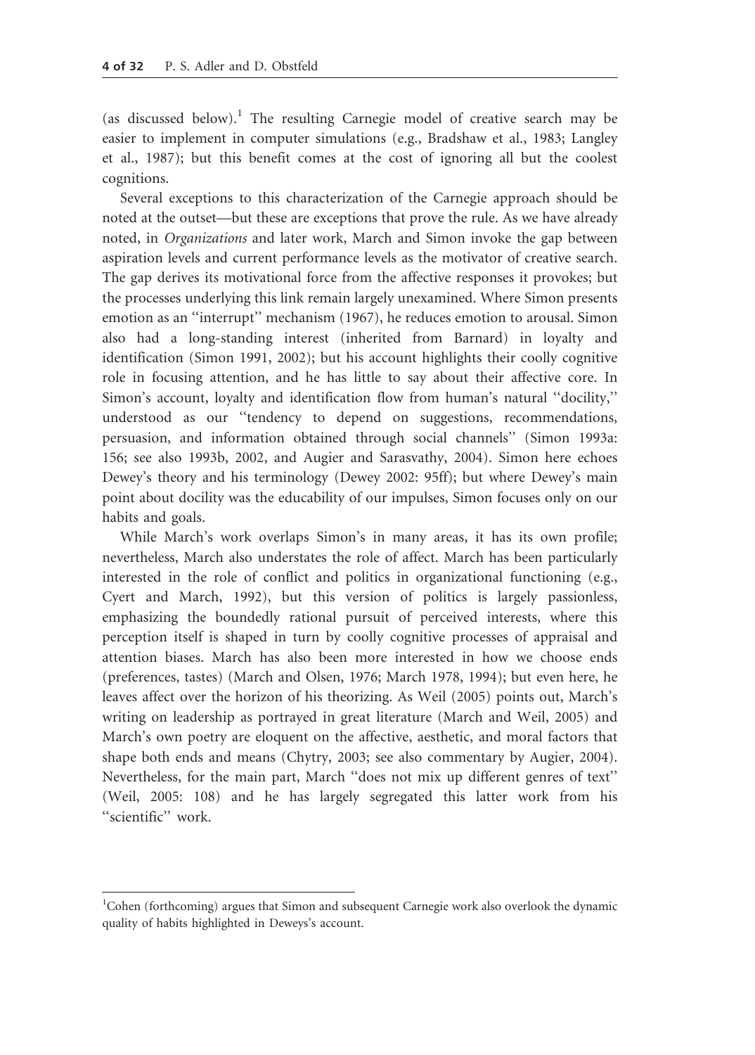(as discussed below).[1] The resulting Carnegie model of creative search may be easier to implement in computer simulations (e.g., Bradshaw et al., 1983; Langley et al., 1987); but this benefit comes at the cost of ignoring all but the coolest cognitions.

Several exceptions to this characterization of the Carnegie approach should be noted at the outset—but these are exceptions that prove the rule. As we have already noted, in *Organizations* and later work, March and Simon invoke the gap between aspiration levels and current performance levels as the motivator of creative search. The gap derives its motivational force from the affective responses it provokes; but the processes underlying this link remain largely unexamined. Where Simon presents emotion as an ''interrupt'' mechanism (1967), he reduces emotion to arousal. Simon also had a long-standing interest (inherited from Barnard) in loyalty and identification (Simon 1991, 2002); but his account highlights their coolly cognitive role in focusing attention, and he has little to say about their affective core. In Simon's account, loyalty and identification flow from human's natural ''docility,'' understood as our ''tendency to depend on suggestions, recommendations, persuasion, and information obtained through social channels'' (Simon 1993a: 156; see also 1993b, 2002, and Augier and Sarasvathy, 2004). Simon here echoes Dewey's theory and his terminology (Dewey 2002: 95ff); but where Dewey's main point about docility was the educability of our impulses, Simon focuses only on our habits and goals.

While March's work overlaps Simon's in many areas, it has its own profile; nevertheless, March also understates the role of affect. March has been particularly interested in the role of conflict and politics in organizational functioning (e.g., Cyert and March, 1992), but this version of politics is largely passionless, emphasizing the boundedly rational pursuit of perceived interests, where this perception itself is shaped in turn by coolly cognitive processes of appraisal and attention biases. March has also been more interested in how we choose ends (preferences, tastes) (March and Olsen, 1976; March 1978, 1994); but even here, he leaves affect over the horizon of his theorizing. As Weil (2005) points out, March's writing on leadership as portrayed in great literature (March and Weil, 2005) and March's own poetry are eloquent on the affective, aesthetic, and moral factors that shape both ends and means (Chytry, 2003; see also commentary by Augier, 2004). Nevertheless, for the main part, March ''does not mix up different genres of text'' (Weil, 2005: 108) and he has largely segregated this latter work from his ''scientific'' work.

---

[1] Cohen (forthcoming) argues that Simon and subsequent Carnegie work also overlook the dynamic quality of habits highlighted in Deweys's account.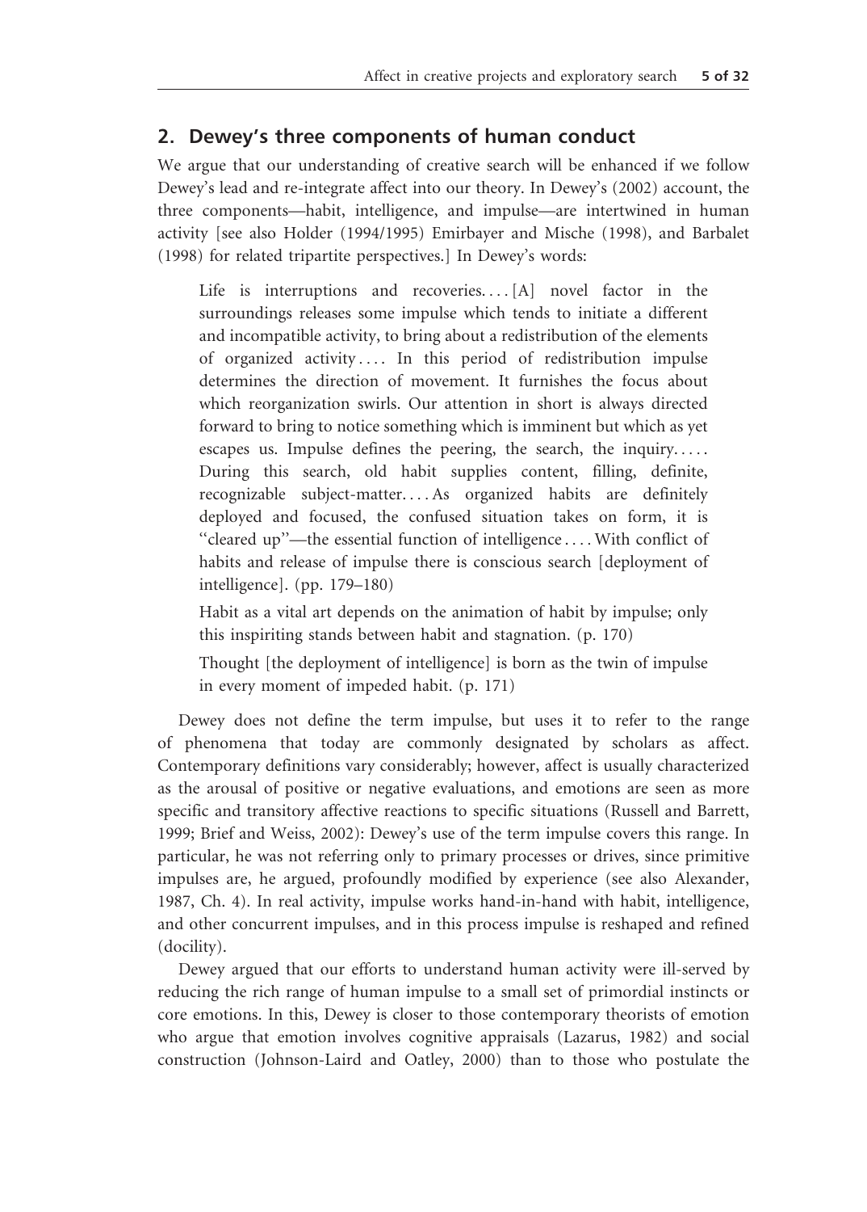## 2. Dewey's three components of human conduct

We argue that our understanding of creative search will be enhanced if we follow Dewey's lead and re-integrate affect into our theory. In Dewey's (2002) account, the three components—habit, intelligence, and impulse—are intertwined in human activity [see also Holder (1994/1995) Emirbayer and Mische (1998), and Barbalet (1998) for related tripartite perspectives.] In Dewey's words:

> Life is interruptions and recoveries. . . . [A] novel factor in the surroundings releases some impulse which tends to initiate a different and incompatible activity, to bring about a redistribution of the elements of organized activity . . . . In this period of redistribution impulse determines the direction of movement. It furnishes the focus about which reorganization swirls. Our attention in short is always directed forward to bring to notice something which is imminent but which as yet escapes us. Impulse defines the peering, the search, the inquiry. . . . . During this search, old habit supplies content, filling, definite, recognizable subject-matter. . . . As organized habits are definitely deployed and focused, the confused situation takes on form, it is "cleared up"—the essential function of intelligence . . . . With conflict of habits and release of impulse there is conscious search [deployment of intelligence]. (pp. 179–180)
>
> Habit as a vital art depends on the animation of habit by impulse; only this inspiriting stands between habit and stagnation. (p. 170)
>
> Thought [the deployment of intelligence] is born as the twin of impulse in every moment of impeded habit. (p. 171)

Dewey does not define the term impulse, but uses it to refer to the range of phenomena that today are commonly designated by scholars as affect. Contemporary definitions vary considerably; however, affect is usually characterized as the arousal of positive or negative evaluations, and emotions are seen as more specific and transitory affective reactions to specific situations (Russell and Barrett, 1999; Brief and Weiss, 2002): Dewey's use of the term impulse covers this range. In particular, he was not referring only to primary processes or drives, since primitive impulses are, he argued, profoundly modified by experience (see also Alexander, 1987, Ch. 4). In real activity, impulse works hand-in-hand with habit, intelligence, and other concurrent impulses, and in this process impulse is reshaped and refined (docility).

Dewey argued that our efforts to understand human activity were ill-served by reducing the rich range of human impulse to a small set of primordial instincts or core emotions. In this, Dewey is closer to those contemporary theorists of emotion who argue that emotion involves cognitive appraisals (Lazarus, 1982) and social construction (Johnson-Laird and Oatley, 2000) than to those who postulate the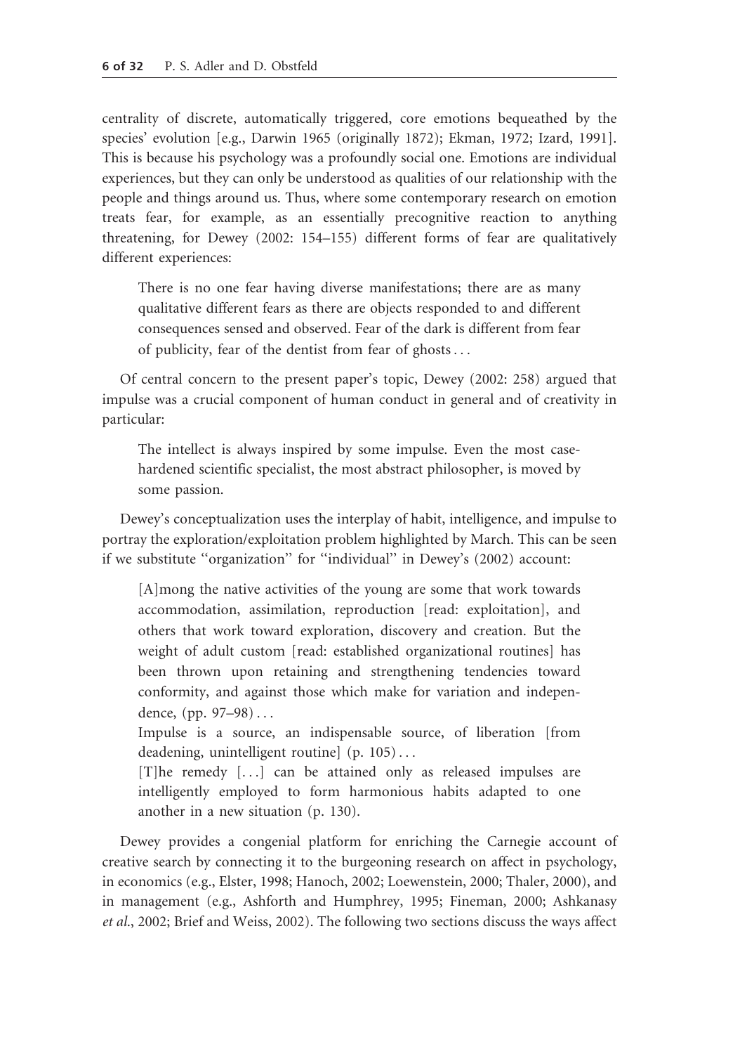centrality of discrete, automatically triggered, core emotions bequeathed by the species' evolution [e.g., Darwin 1965 (originally 1872); Ekman, 1972; Izard, 1991]. This is because his psychology was a profoundly social one. Emotions are individual experiences, but they can only be understood as qualities of our relationship with the people and things around us. Thus, where some contemporary research on emotion treats fear, for example, as an essentially precognitive reaction to anything threatening, for Dewey (2002: 154–155) different forms of fear are qualitatively different experiences:

> There is no one fear having diverse manifestations; there are as many qualitative different fears as there are objects responded to and different consequences sensed and observed. Fear of the dark is different from fear of publicity, fear of the dentist from fear of ghosts . . .

Of central concern to the present paper's topic, Dewey (2002: 258) argued that impulse was a crucial component of human conduct in general and of creativity in particular:

> The intellect is always inspired by some impulse. Even the most case-hardened scientific specialist, the most abstract philosopher, is moved by some passion.

Dewey's conceptualization uses the interplay of habit, intelligence, and impulse to portray the exploration/exploitation problem highlighted by March. This can be seen if we substitute "organization" for "individual" in Dewey's (2002) account:

> [A]mong the native activities of the young are some that work towards accommodation, assimilation, reproduction [read: exploitation], and others that work toward exploration, discovery and creation. But the weight of adult custom [read: established organizational routines] has been thrown upon retaining and strengthening tendencies toward conformity, and against those which make for variation and independence, (pp. 97–98) . . .
>
> Impulse is a source, an indispensable source, of liberation [from deadening, unintelligent routine] (p. 105) . . .
>
> [T]he remedy [. . .] can be attained only as released impulses are intelligently employed to form harmonious habits adapted to one another in a new situation (p. 130).

Dewey provides a congenial platform for enriching the Carnegie account of creative search by connecting it to the burgeoning research on affect in psychology, in economics (e.g., Elster, 1998; Hanoch, 2002; Loewenstein, 2000; Thaler, 2000), and in management (e.g., Ashforth and Humphrey, 1995; Fineman, 2000; Ashkanasy *et al.*, 2002; Brief and Weiss, 2002). The following two sections discuss the ways affect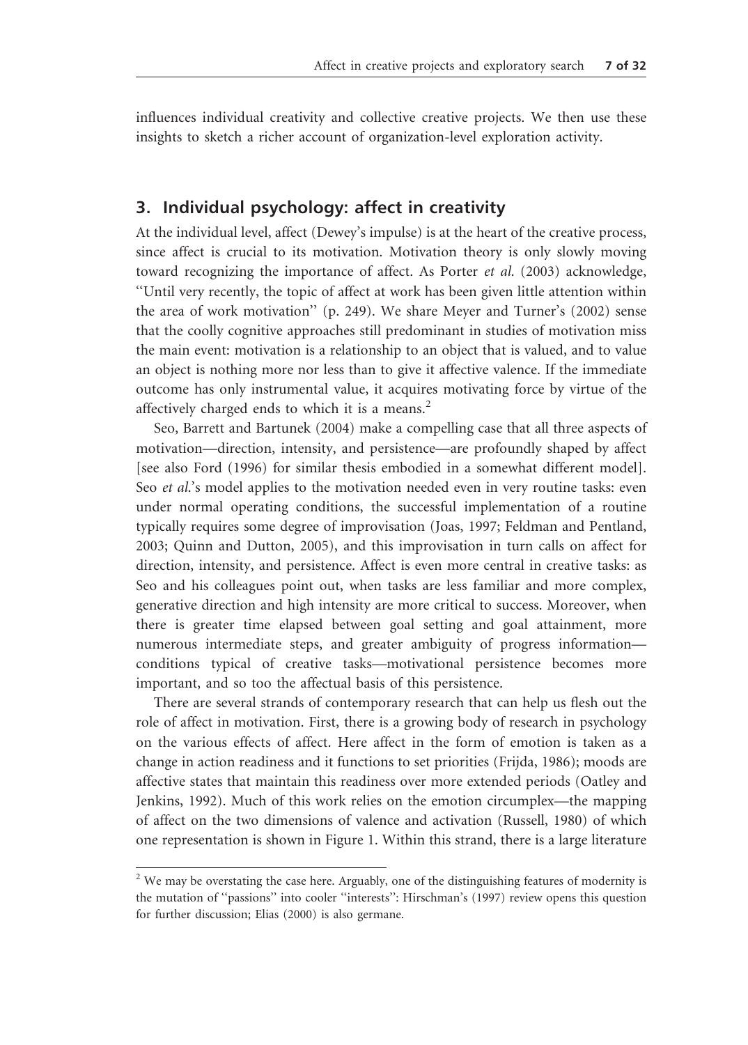influences individual creativity and collective creative projects. We then use these insights to sketch a richer account of organization-level exploration activity.

## 3. Individual psychology: affect in creativity

At the individual level, affect (Dewey's impulse) is at the heart of the creative process, since affect is crucial to its motivation. Motivation theory is only slowly moving toward recognizing the importance of affect. As Porter *et al.* (2003) acknowledge, "Until very recently, the topic of affect at work has been given little attention within the area of work motivation" (p. 249). We share Meyer and Turner's (2002) sense that the coolly cognitive approaches still predominant in studies of motivation miss the main event: motivation is a relationship to an object that is valued, and to value an object is nothing more nor less than to give it affective valence. If the immediate outcome has only instrumental value, it acquires motivating force by virtue of the affectively charged ends to which it is a means.[2]

Seo, Barrett and Bartunek (2004) make a compelling case that all three aspects of motivation—direction, intensity, and persistence—are profoundly shaped by affect [see also Ford (1996) for similar thesis embodied in a somewhat different model]. Seo *et al.*'s model applies to the motivation needed even in very routine tasks: even under normal operating conditions, the successful implementation of a routine typically requires some degree of improvisation (Joas, 1997; Feldman and Pentland, 2003; Quinn and Dutton, 2005), and this improvisation in turn calls on affect for direction, intensity, and persistence. Affect is even more central in creative tasks: as Seo and his colleagues point out, when tasks are less familiar and more complex, generative direction and high intensity are more critical to success. Moreover, when there is greater time elapsed between goal setting and goal attainment, more numerous intermediate steps, and greater ambiguity of progress information—conditions typical of creative tasks—motivational persistence becomes more important, and so too the affectual basis of this persistence.

There are several strands of contemporary research that can help us flesh out the role of affect in motivation. First, there is a growing body of research in psychology on the various effects of affect. Here affect in the form of emotion is taken as a change in action readiness and it functions to set priorities (Frijda, 1986); moods are affective states that maintain this readiness over more extended periods (Oatley and Jenkins, 1992). Much of this work relies on the emotion circumplex—the mapping of affect on the two dimensions of valence and activation (Russell, 1980) of which one representation is shown in Figure 1. Within this strand, there is a large literature

[2] We may be overstating the case here. Arguably, one of the distinguishing features of modernity is the mutation of "passions" into cooler "interests": Hirschman's (1997) review opens this question for further discussion; Elias (2000) is also germane.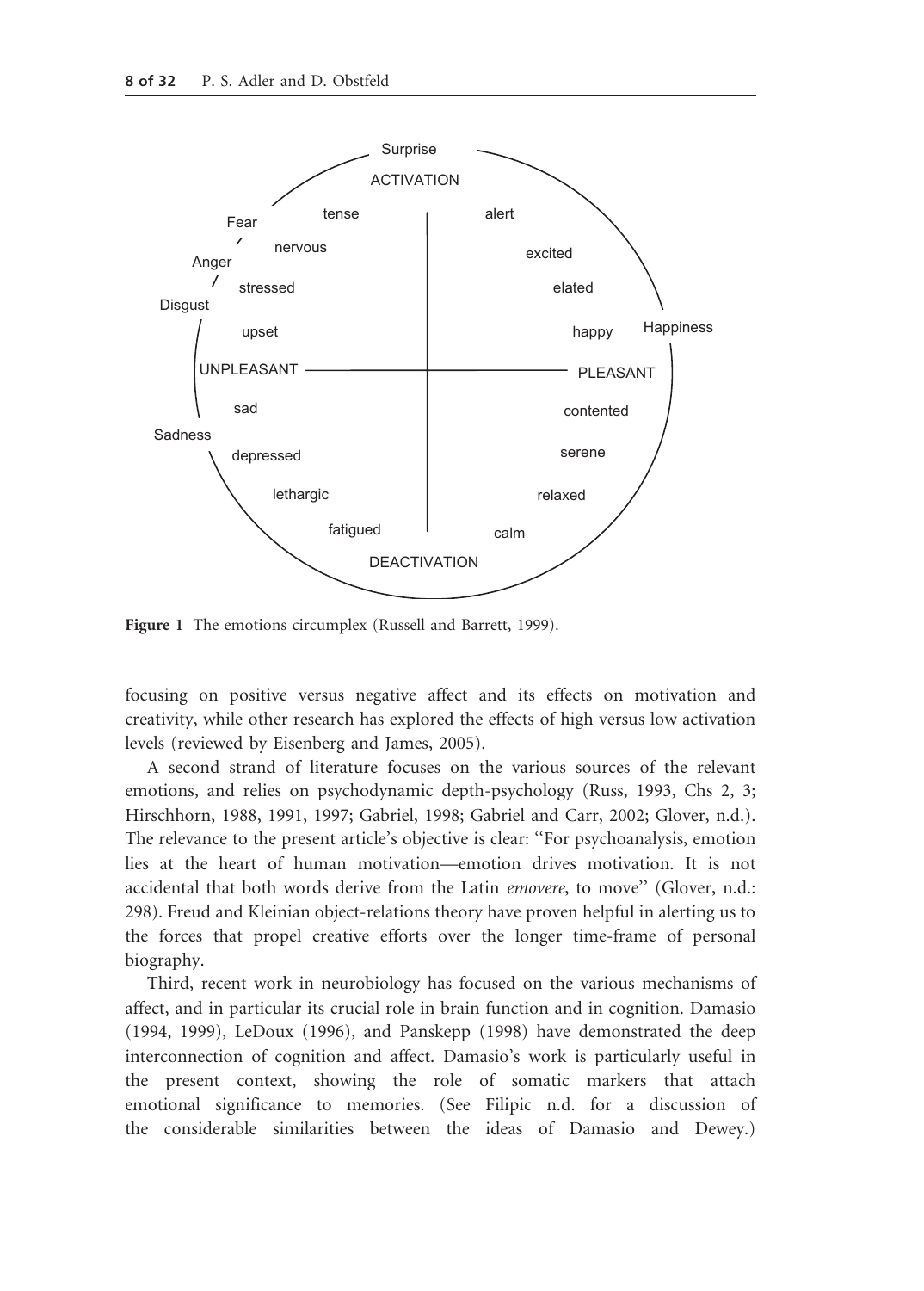Figure 1 The emotions circumplex (Russell and Barrett, 1999).

focusing on positive versus negative affect and its effects on motivation and creativity, while other research has explored the effects of high versus low activation levels (reviewed by Eisenberg and James, 2005).

A second strand of literature focuses on the various sources of the relevant emotions, and relies on psychodynamic depth-psychology (Russ, 1993, Chs 2, 3; Hirschhorn, 1988, 1991, 1997; Gabriel, 1998; Gabriel and Carr, 2002; Glover, n.d.). The relevance to the present article's objective is clear: ''For psychoanalysis, emotion lies at the heart of human motivation—emotion drives motivation. It is not accidental that both words derive from the Latin *emovere*, to move'' (Glover, n.d.: 298). Freud and Kleinian object-relations theory have proven helpful in alerting us to the forces that propel creative efforts over the longer time-frame of personal biography.

Third, recent work in neurobiology has focused on the various mechanisms of affect, and in particular its crucial role in brain function and in cognition. Damasio (1994, 1999), LeDoux (1996), and Panskepp (1998) have demonstrated the deep interconnection of cognition and affect. Damasio's work is particularly useful in the present context, showing the role of somatic markers that attach emotional significance to memories. (See Filipic n.d. for a discussion of the considerable similarities between the ideas of Damasio and Dewey.)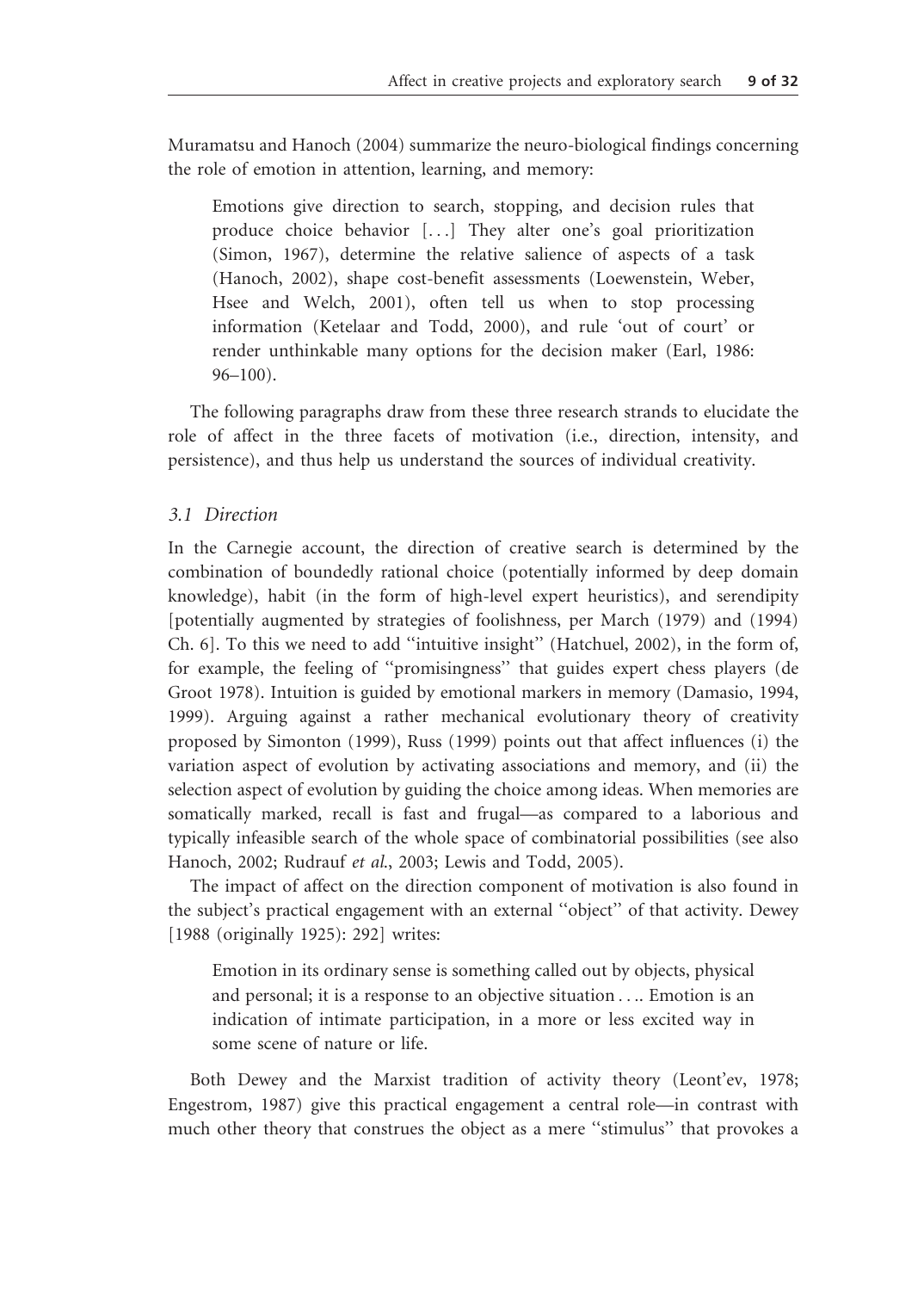Muramatsu and Hanoch (2004) summarize the neuro-biological findings concerning the role of emotion in attention, learning, and memory:

> Emotions give direction to search, stopping, and decision rules that produce choice behavior [...] They alter one's goal prioritization (Simon, 1967), determine the relative salience of aspects of a task (Hanoch, 2002), shape cost-benefit assessments (Loewenstein, Weber, Hsee and Welch, 2001), often tell us when to stop processing information (Ketelaar and Todd, 2000), and rule 'out of court' or render unthinkable many options for the decision maker (Earl, 1986: 96–100).

The following paragraphs draw from these three research strands to elucidate the role of affect in the three facets of motivation (i.e., direction, intensity, and persistence), and thus help us understand the sources of individual creativity.

### *3.1 Direction*

In the Carnegie account, the direction of creative search is determined by the combination of boundedly rational choice (potentially informed by deep domain knowledge), habit (in the form of high-level expert heuristics), and serendipity [potentially augmented by strategies of foolishness, per March (1979) and (1994) Ch. 6]. To this we need to add "intuitive insight" (Hatchuel, 2002), in the form of, for example, the feeling of "promisingness" that guides expert chess players (de Groot 1978). Intuition is guided by emotional markers in memory (Damasio, 1994, 1999). Arguing against a rather mechanical evolutionary theory of creativity proposed by Simonton (1999), Russ (1999) points out that affect influences (i) the variation aspect of evolution by activating associations and memory, and (ii) the selection aspect of evolution by guiding the choice among ideas. When memories are somatically marked, recall is fast and frugal—as compared to a laborious and typically infeasible search of the whole space of combinatorial possibilities (see also Hanoch, 2002; Rudrauf *et al.*, 2003; Lewis and Todd, 2005).

The impact of affect on the direction component of motivation is also found in the subject's practical engagement with an external "object" of that activity. Dewey [1988 (originally 1925): 292] writes:

> Emotion in its ordinary sense is something called out by objects, physical and personal; it is a response to an objective situation .... Emotion is an indication of intimate participation, in a more or less excited way in some scene of nature or life.

Both Dewey and the Marxist tradition of activity theory (Leont'ev, 1978; Engestrom, 1987) give this practical engagement a central role—in contrast with much other theory that construes the object as a mere "stimulus" that provokes a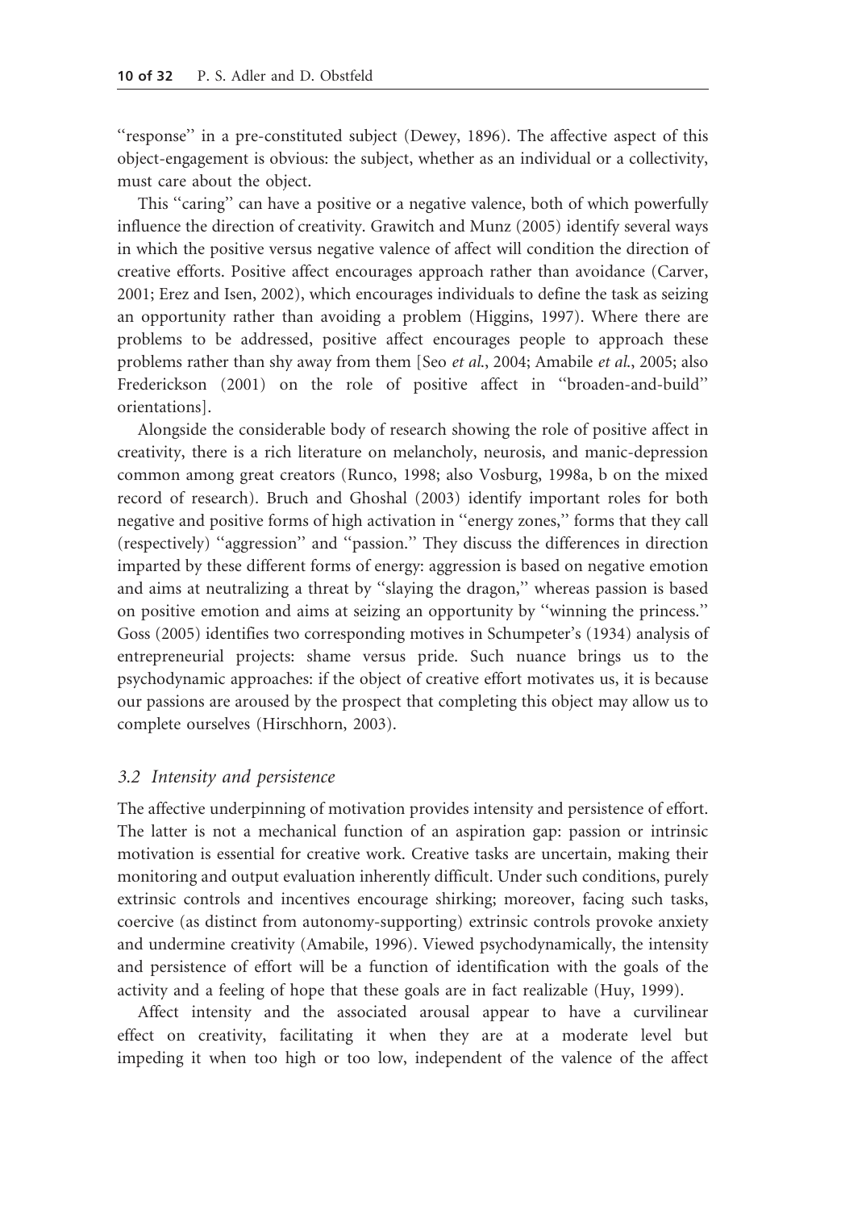"response" in a pre-constituted subject (Dewey, 1896). The affective aspect of this object-engagement is obvious: the subject, whether as an individual or a collectivity, must care about the object.

This "caring" can have a positive or a negative valence, both of which powerfully influence the direction of creativity. Grawitch and Munz (2005) identify several ways in which the positive versus negative valence of affect will condition the direction of creative efforts. Positive affect encourages approach rather than avoidance (Carver, 2001; Erez and Isen, 2002), which encourages individuals to define the task as seizing an opportunity rather than avoiding a problem (Higgins, 1997). Where there are problems to be addressed, positive affect encourages people to approach these problems rather than shy away from them [Seo *et al.*, 2004; Amabile *et al.*, 2005; also Frederickson (2001) on the role of positive affect in "broaden-and-build" orientations].

Alongside the considerable body of research showing the role of positive affect in creativity, there is a rich literature on melancholy, neurosis, and manic-depression common among great creators (Runco, 1998; also Vosburg, 1998a, b on the mixed record of research). Bruch and Ghoshal (2003) identify important roles for both negative and positive forms of high activation in "energy zones," forms that they call (respectively) "aggression" and "passion." They discuss the differences in direction imparted by these different forms of energy: aggression is based on negative emotion and aims at neutralizing a threat by "slaying the dragon," whereas passion is based on positive emotion and aims at seizing an opportunity by "winning the princess." Goss (2005) identifies two corresponding motives in Schumpeter's (1934) analysis of entrepreneurial projects: shame versus pride. Such nuance brings us to the psychodynamic approaches: if the object of creative effort motivates us, it is because our passions are aroused by the prospect that completing this object may allow us to complete ourselves (Hirschhorn, 2003).

### *3.2 Intensity and persistence*

The affective underpinning of motivation provides intensity and persistence of effort. The latter is not a mechanical function of an aspiration gap: passion or intrinsic motivation is essential for creative work. Creative tasks are uncertain, making their monitoring and output evaluation inherently difficult. Under such conditions, purely extrinsic controls and incentives encourage shirking; moreover, facing such tasks, coercive (as distinct from autonomy-supporting) extrinsic controls provoke anxiety and undermine creativity (Amabile, 1996). Viewed psychodynamically, the intensity and persistence of effort will be a function of identification with the goals of the activity and a feeling of hope that these goals are in fact realizable (Huy, 1999).

Affect intensity and the associated arousal appear to have a curvilinear effect on creativity, facilitating it when they are at a moderate level but impeding it when too high or too low, independent of the valence of the affect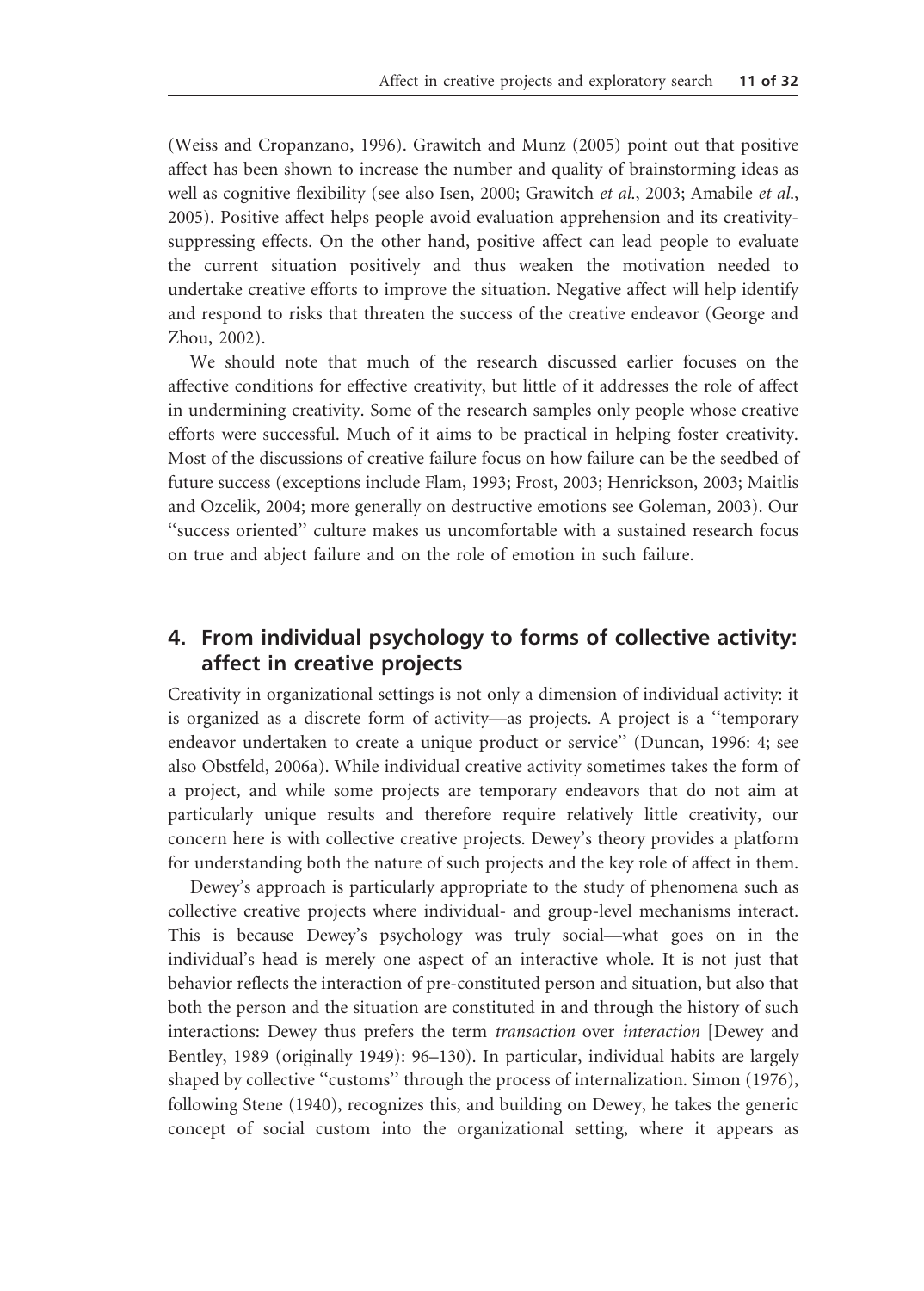(Weiss and Cropanzano, 1996). Grawitch and Munz (2005) point out that positive affect has been shown to increase the number and quality of brainstorming ideas as well as cognitive flexibility (see also Isen, 2000; Grawitch *et al.*, 2003; Amabile *et al.*, 2005). Positive affect helps people avoid evaluation apprehension and its creativity-suppressing effects. On the other hand, positive affect can lead people to evaluate the current situation positively and thus weaken the motivation needed to undertake creative efforts to improve the situation. Negative affect will help identify and respond to risks that threaten the success of the creative endeavor (George and Zhou, 2002).

We should note that much of the research discussed earlier focuses on the affective conditions for effective creativity, but little of it addresses the role of affect in undermining creativity. Some of the research samples only people whose creative efforts were successful. Much of it aims to be practical in helping foster creativity. Most of the discussions of creative failure focus on how failure can be the seedbed of future success (exceptions include Flam, 1993; Frost, 2003; Henrickson, 2003; Maitlis and Ozcelik, 2004; more generally on destructive emotions see Goleman, 2003). Our "success oriented" culture makes us uncomfortable with a sustained research focus on true and abject failure and on the role of emotion in such failure.

## 4. From individual psychology to forms of collective activity: affect in creative projects

Creativity in organizational settings is not only a dimension of individual activity: it is organized as a discrete form of activity—as projects. A project is a "temporary endeavor undertaken to create a unique product or service" (Duncan, 1996: 4; see also Obstfeld, 2006a). While individual creative activity sometimes takes the form of a project, and while some projects are temporary endeavors that do not aim at particularly unique results and therefore require relatively little creativity, our concern here is with collective creative projects. Dewey's theory provides a platform for understanding both the nature of such projects and the key role of affect in them.

Dewey's approach is particularly appropriate to the study of phenomena such as collective creative projects where individual- and group-level mechanisms interact. This is because Dewey's psychology was truly social—what goes on in the individual's head is merely one aspect of an interactive whole. It is not just that behavior reflects the interaction of pre-constituted person and situation, but also that both the person and the situation are constituted in and through the history of such interactions: Dewey thus prefers the term *transaction* over *interaction* [Dewey and Bentley, 1989 (originally 1949): 96–130). In particular, individual habits are largely shaped by collective "customs" through the process of internalization. Simon (1976), following Stene (1940), recognizes this, and building on Dewey, he takes the generic concept of social custom into the organizational setting, where it appears as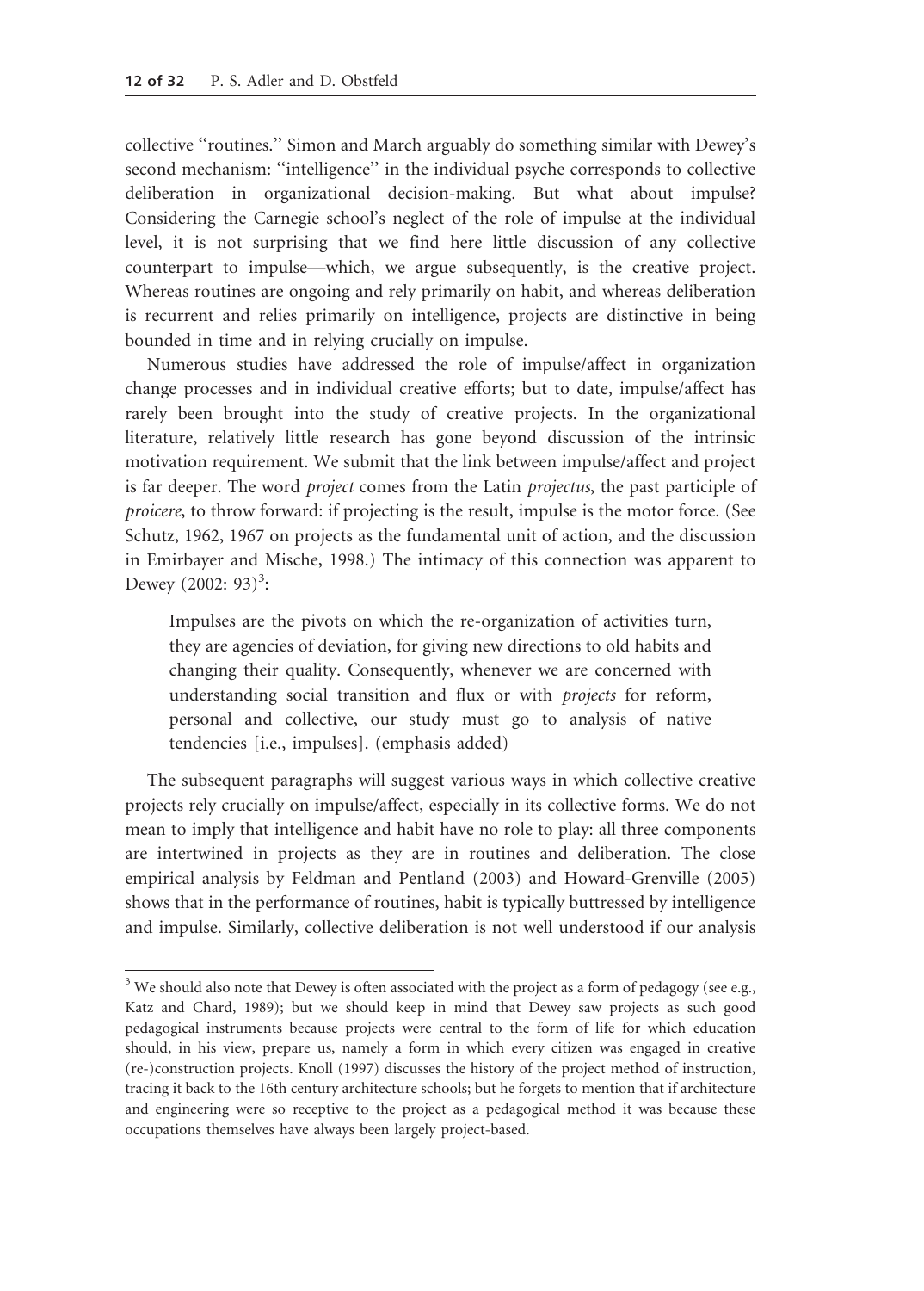collective ''routines.'' Simon and March arguably do something similar with Dewey's second mechanism: ''intelligence'' in the individual psyche corresponds to collective deliberation in organizational decision-making. But what about impulse? Considering the Carnegie school's neglect of the role of impulse at the individual level, it is not surprising that we find here little discussion of any collective counterpart to impulse—which, we argue subsequently, is the creative project. Whereas routines are ongoing and rely primarily on habit, and whereas deliberation is recurrent and relies primarily on intelligence, projects are distinctive in being bounded in time and in relying crucially on impulse.

Numerous studies have addressed the role of impulse/affect in organization change processes and in individual creative efforts; but to date, impulse/affect has rarely been brought into the study of creative projects. In the organizational literature, relatively little research has gone beyond discussion of the intrinsic motivation requirement. We submit that the link between impulse/affect and project is far deeper. The word *project* comes from the Latin *projectus*, the past participle of *proicere*, to throw forward: if projecting is the result, impulse is the motor force. (See Schutz, 1962, 1967 on projects as the fundamental unit of action, and the discussion in Emirbayer and Mische, 1998.) The intimacy of this connection was apparent to Dewey (2002: 93)[3]:

> Impulses are the pivots on which the re-organization of activities turn, they are agencies of deviation, for giving new directions to old habits and changing their quality. Consequently, whenever we are concerned with understanding social transition and flux or with *projects* for reform, personal and collective, our study must go to analysis of native tendencies [i.e., impulses]. (emphasis added)

The subsequent paragraphs will suggest various ways in which collective creative projects rely crucially on impulse/affect, especially in its collective forms. We do not mean to imply that intelligence and habit have no role to play: all three components are intertwined in projects as they are in routines and deliberation. The close empirical analysis by Feldman and Pentland (2003) and Howard-Grenville (2005) shows that in the performance of routines, habit is typically buttressed by intelligence and impulse. Similarly, collective deliberation is not well understood if our analysis

---

[3] We should also note that Dewey is often associated with the project as a form of pedagogy (see e.g., Katz and Chard, 1989); but we should keep in mind that Dewey saw projects as such good pedagogical instruments because projects were central to the form of life for which education should, in his view, prepare us, namely a form in which every citizen was engaged in creative (re-)construction projects. Knoll (1997) discusses the history of the project method of instruction, tracing it back to the 16th century architecture schools; but he forgets to mention that if architecture and engineering were so receptive to the project as a pedagogical method it was because these occupations themselves have always been largely project-based.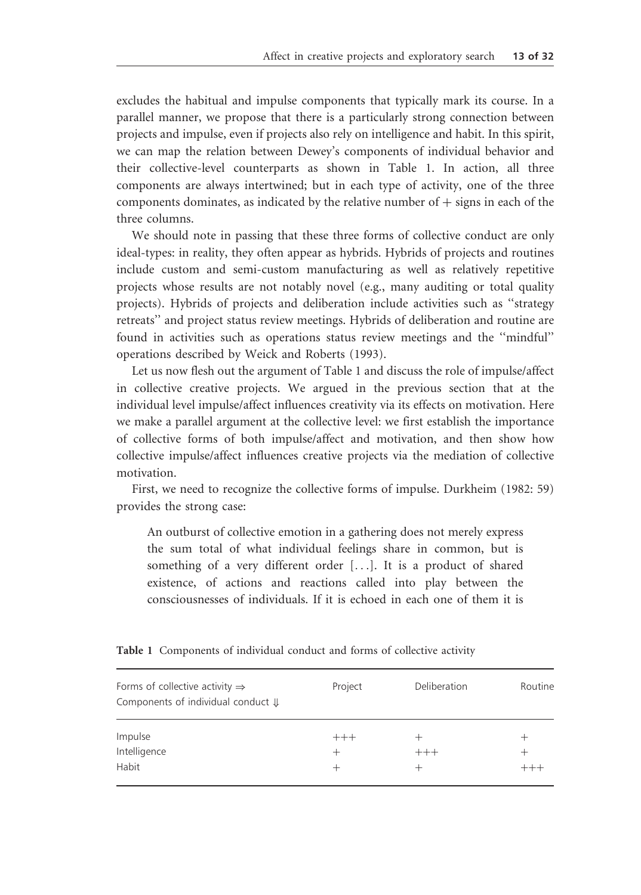excludes the habitual and impulse components that typically mark its course. In a parallel manner, we propose that there is a particularly strong connection between projects and impulse, even if projects also rely on intelligence and habit. In this spirit, we can map the relation between Dewey's components of individual behavior and their collective-level counterparts as shown in Table 1. In action, all three components are always intertwined; but in each type of activity, one of the three components dominates, as indicated by the relative number of + signs in each of the three columns.

We should note in passing that these three forms of collective conduct are only ideal-types: in reality, they often appear as hybrids. Hybrids of projects and routines include custom and semi-custom manufacturing as well as relatively repetitive projects whose results are not notably novel (e.g., many auditing or total quality projects). Hybrids of projects and deliberation include activities such as "strategy retreats" and project status review meetings. Hybrids of deliberation and routine are found in activities such as operations status review meetings and the "mindful" operations described by Weick and Roberts (1993).

Let us now flesh out the argument of Table 1 and discuss the role of impulse/affect in collective creative projects. We argued in the previous section that at the individual level impulse/affect influences creativity via its effects on motivation. Here we make a parallel argument at the collective level: we first establish the importance of collective forms of both impulse/affect and motivation, and then show how collective impulse/affect influences creative projects via the mediation of collective motivation.

First, we need to recognize the collective forms of impulse. Durkheim (1982: 59) provides the strong case:

> An outburst of collective emotion in a gathering does not merely express the sum total of what individual feelings share in common, but is something of a very different order [...]. It is a product of shared existence, of actions and reactions called into play between the consciousnesses of individuals. If it is echoed in each one of them it is

**Table 1** Components of individual conduct and forms of collective activity

| Forms of collective activity ⇒<br>Components of individual conduct ⇓ | Project | Deliberation | Routine |
|---|---|---|---|
| Impulse | +++ | + | + |
| Intelligence | + | +++ | + |
| Habit | + | + | +++ |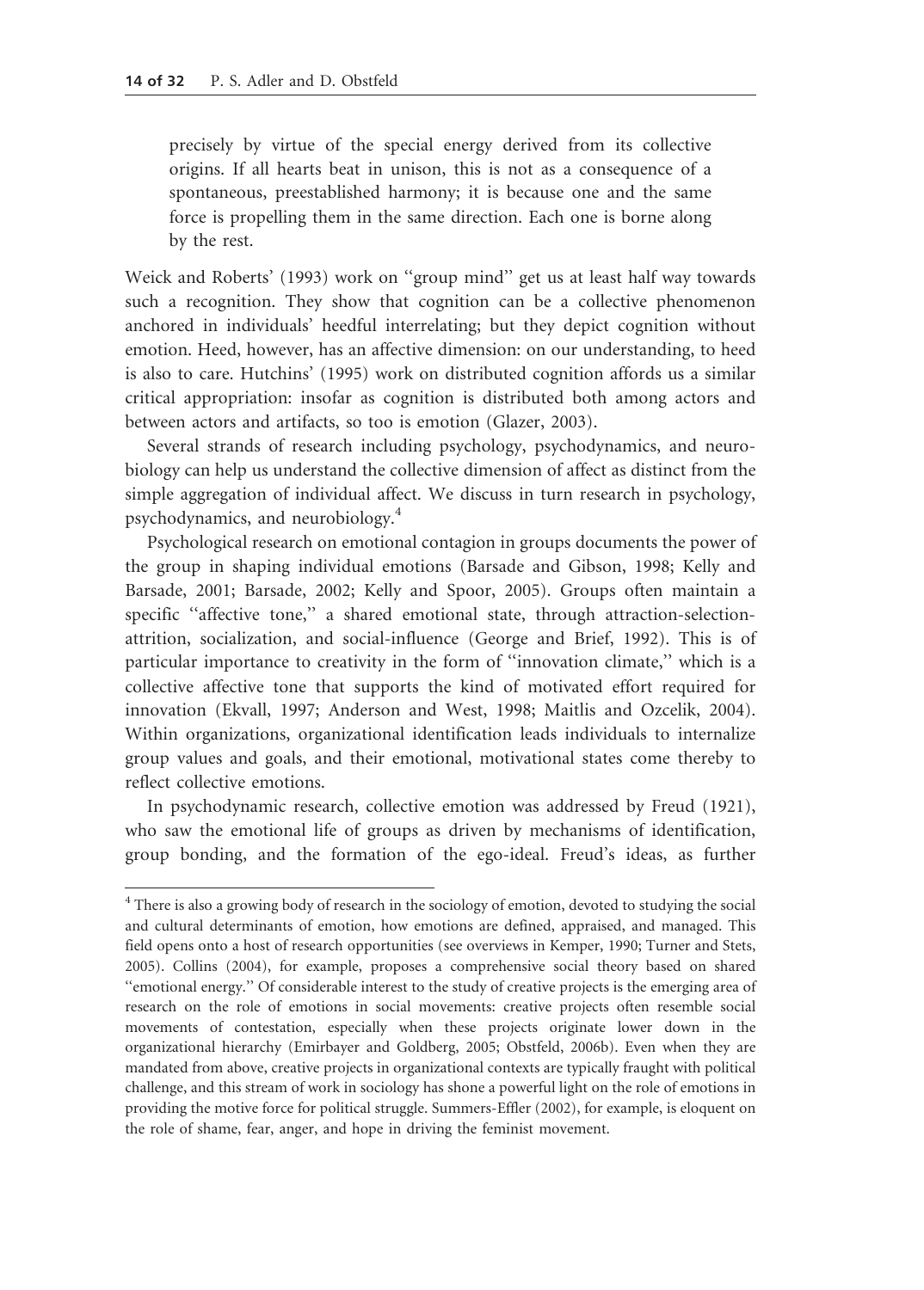> precisely by virtue of the special energy derived from its collective origins. If all hearts beat in unison, this is not as a consequence of a spontaneous, preestablished harmony; it is because one and the same force is propelling them in the same direction. Each one is borne along by the rest.

Weick and Roberts' (1993) work on ''group mind'' get us at least half way towards such a recognition. They show that cognition can be a collective phenomenon anchored in individuals' heedful interrelating; but they depict cognition without emotion. Heed, however, has an affective dimension: on our understanding, to heed is also to care. Hutchins' (1995) work on distributed cognition affords us a similar critical appropriation: insofar as cognition is distributed both among actors and between actors and artifacts, so too is emotion (Glazer, 2003).

Several strands of research including psychology, psychodynamics, and neurobiology can help us understand the collective dimension of affect as distinct from the simple aggregation of individual affect. We discuss in turn research in psychology, psychodynamics, and neurobiology.[4]

Psychological research on emotional contagion in groups documents the power of the group in shaping individual emotions (Barsade and Gibson, 1998; Kelly and Barsade, 2001; Barsade, 2002; Kelly and Spoor, 2005). Groups often maintain a specific ''affective tone,'' a shared emotional state, through attraction-selection-attrition, socialization, and social-influence (George and Brief, 1992). This is of particular importance to creativity in the form of ''innovation climate,'' which is a collective affective tone that supports the kind of motivated effort required for innovation (Ekvall, 1997; Anderson and West, 1998; Maitlis and Ozcelik, 2004). Within organizations, organizational identification leads individuals to internalize group values and goals, and their emotional, motivational states come thereby to reflect collective emotions.

In psychodynamic research, collective emotion was addressed by Freud (1921), who saw the emotional life of groups as driven by mechanisms of identification, group bonding, and the formation of the ego-ideal. Freud's ideas, as further

---

[4] There is also a growing body of research in the sociology of emotion, devoted to studying the social and cultural determinants of emotion, how emotions are defined, appraised, and managed. This field opens onto a host of research opportunities (see overviews in Kemper, 1990; Turner and Stets, 2005). Collins (2004), for example, proposes a comprehensive social theory based on shared ''emotional energy.'' Of considerable interest to the study of creative projects is the emerging area of research on the role of emotions in social movements: creative projects often resemble social movements of contestation, especially when these projects originate lower down in the organizational hierarchy (Emirbayer and Goldberg, 2005; Obstfeld, 2006b). Even when they are mandated from above, creative projects in organizational contexts are typically fraught with political challenge, and this stream of work in sociology has shone a powerful light on the role of emotions in providing the motive force for political struggle. Summers-Effler (2002), for example, is eloquent on the role of shame, fear, anger, and hope in driving the feminist movement.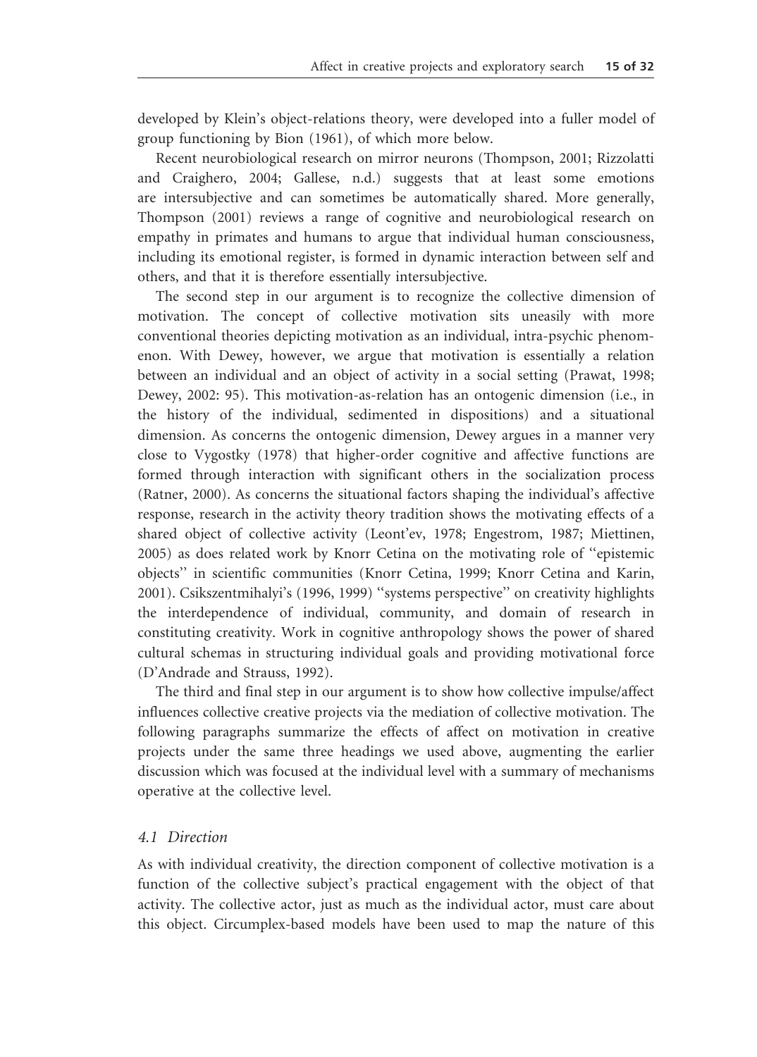developed by Klein's object-relations theory, were developed into a fuller model of group functioning by Bion (1961), of which more below.

Recent neurobiological research on mirror neurons (Thompson, 2001; Rizzolatti and Craighero, 2004; Gallese, n.d.) suggests that at least some emotions are intersubjective and can sometimes be automatically shared. More generally, Thompson (2001) reviews a range of cognitive and neurobiological research on empathy in primates and humans to argue that individual human consciousness, including its emotional register, is formed in dynamic interaction between self and others, and that it is therefore essentially intersubjective.

The second step in our argument is to recognize the collective dimension of motivation. The concept of collective motivation sits uneasily with more conventional theories depicting motivation as an individual, intra-psychic phenomenon. With Dewey, however, we argue that motivation is essentially a relation between an individual and an object of activity in a social setting (Prawat, 1998; Dewey, 2002: 95). This motivation-as-relation has an ontogenic dimension (i.e., in the history of the individual, sedimented in dispositions) and a situational dimension. As concerns the ontogenic dimension, Dewey argues in a manner very close to Vygostky (1978) that higher-order cognitive and affective functions are formed through interaction with significant others in the socialization process (Ratner, 2000). As concerns the situational factors shaping the individual's affective response, research in the activity theory tradition shows the motivating effects of a shared object of collective activity (Leont'ev, 1978; Engestrom, 1987; Miettinen, 2005) as does related work by Knorr Cetina on the motivating role of "epistemic objects" in scientific communities (Knorr Cetina, 1999; Knorr Cetina and Karin, 2001). Csikszentmihalyi's (1996, 1999) "systems perspective" on creativity highlights the interdependence of individual, community, and domain of research in constituting creativity. Work in cognitive anthropology shows the power of shared cultural schemas in structuring individual goals and providing motivational force (D'Andrade and Strauss, 1992).

The third and final step in our argument is to show how collective impulse/affect influences collective creative projects via the mediation of collective motivation. The following paragraphs summarize the effects of affect on motivation in creative projects under the same three headings we used above, augmenting the earlier discussion which was focused at the individual level with a summary of mechanisms operative at the collective level.

### *4.1 Direction*

As with individual creativity, the direction component of collective motivation is a function of the collective subject's practical engagement with the object of that activity. The collective actor, just as much as the individual actor, must care about this object. Circumplex-based models have been used to map the nature of this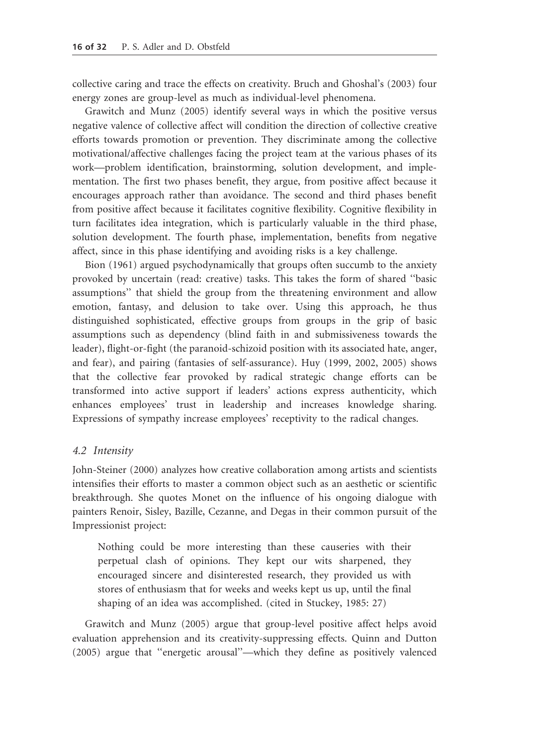collective caring and trace the effects on creativity. Bruch and Ghoshal's (2003) four energy zones are group-level as much as individual-level phenomena.

Grawitch and Munz (2005) identify several ways in which the positive versus negative valence of collective affect will condition the direction of collective creative efforts towards promotion or prevention. They discriminate among the collective motivational/affective challenges facing the project team at the various phases of its work—problem identification, brainstorming, solution development, and implementation. The first two phases benefit, they argue, from positive affect because it encourages approach rather than avoidance. The second and third phases benefit from positive affect because it facilitates cognitive flexibility. Cognitive flexibility in turn facilitates idea integration, which is particularly valuable in the third phase, solution development. The fourth phase, implementation, benefits from negative affect, since in this phase identifying and avoiding risks is a key challenge.

Bion (1961) argued psychodynamically that groups often succumb to the anxiety provoked by uncertain (read: creative) tasks. This takes the form of shared ''basic assumptions'' that shield the group from the threatening environment and allow emotion, fantasy, and delusion to take over. Using this approach, he thus distinguished sophisticated, effective groups from groups in the grip of basic assumptions such as dependency (blind faith in and submissiveness towards the leader), flight-or-fight (the paranoid-schizoid position with its associated hate, anger, and fear), and pairing (fantasies of self-assurance). Huy (1999, 2002, 2005) shows that the collective fear provoked by radical strategic change efforts can be transformed into active support if leaders' actions express authenticity, which enhances employees' trust in leadership and increases knowledge sharing. Expressions of sympathy increase employees' receptivity to the radical changes.

### *4.2 Intensity*

John-Steiner (2000) analyzes how creative collaboration among artists and scientists intensifies their efforts to master a common object such as an aesthetic or scientific breakthrough. She quotes Monet on the influence of his ongoing dialogue with painters Renoir, Sisley, Bazille, Cezanne, and Degas in their common pursuit of the Impressionist project:

> Nothing could be more interesting than these causeries with their perpetual clash of opinions. They kept our wits sharpened, they encouraged sincere and disinterested research, they provided us with stores of enthusiasm that for weeks and weeks kept us up, until the final shaping of an idea was accomplished. (cited in Stuckey, 1985: 27)

Grawitch and Munz (2005) argue that group-level positive affect helps avoid evaluation apprehension and its creativity-suppressing effects. Quinn and Dutton (2005) argue that ''energetic arousal''—which they define as positively valenced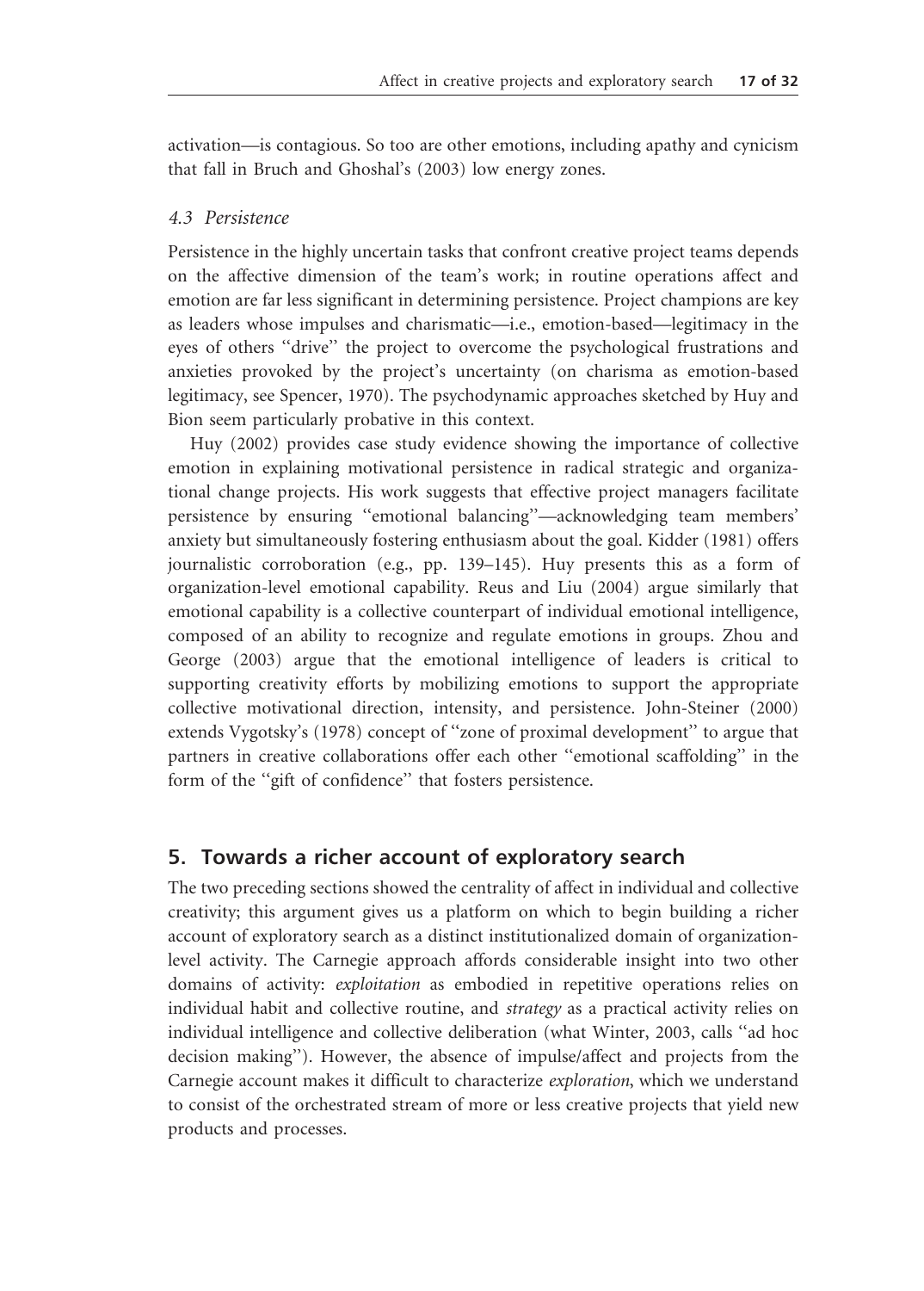activation—is contagious. So too are other emotions, including apathy and cynicism that fall in Bruch and Ghoshal's (2003) low energy zones.

### *4.3 Persistence*

Persistence in the highly uncertain tasks that confront creative project teams depends on the affective dimension of the team's work; in routine operations affect and emotion are far less significant in determining persistence. Project champions are key as leaders whose impulses and charismatic—i.e., emotion-based—legitimacy in the eyes of others "drive" the project to overcome the psychological frustrations and anxieties provoked by the project's uncertainty (on charisma as emotion-based legitimacy, see Spencer, 1970). The psychodynamic approaches sketched by Huy and Bion seem particularly probative in this context.

Huy (2002) provides case study evidence showing the importance of collective emotion in explaining motivational persistence in radical strategic and organizational change projects. His work suggests that effective project managers facilitate persistence by ensuring "emotional balancing"—acknowledging team members' anxiety but simultaneously fostering enthusiasm about the goal. Kidder (1981) offers journalistic corroboration (e.g., pp. 139–145). Huy presents this as a form of organization-level emotional capability. Reus and Liu (2004) argue similarly that emotional capability is a collective counterpart of individual emotional intelligence, composed of an ability to recognize and regulate emotions in groups. Zhou and George (2003) argue that the emotional intelligence of leaders is critical to supporting creativity efforts by mobilizing emotions to support the appropriate collective motivational direction, intensity, and persistence. John-Steiner (2000) extends Vygotsky's (1978) concept of "zone of proximal development" to argue that partners in creative collaborations offer each other "emotional scaffolding" in the form of the "gift of confidence" that fosters persistence.

## 5. Towards a richer account of exploratory search

The two preceding sections showed the centrality of affect in individual and collective creativity; this argument gives us a platform on which to begin building a richer account of exploratory search as a distinct institutionalized domain of organization-level activity. The Carnegie approach affords considerable insight into two other domains of activity: *exploitation* as embodied in repetitive operations relies on individual habit and collective routine, and *strategy* as a practical activity relies on individual intelligence and collective deliberation (what Winter, 2003, calls "ad hoc decision making"). However, the absence of impulse/affect and projects from the Carnegie account makes it difficult to characterize *exploration*, which we understand to consist of the orchestrated stream of more or less creative projects that yield new products and processes.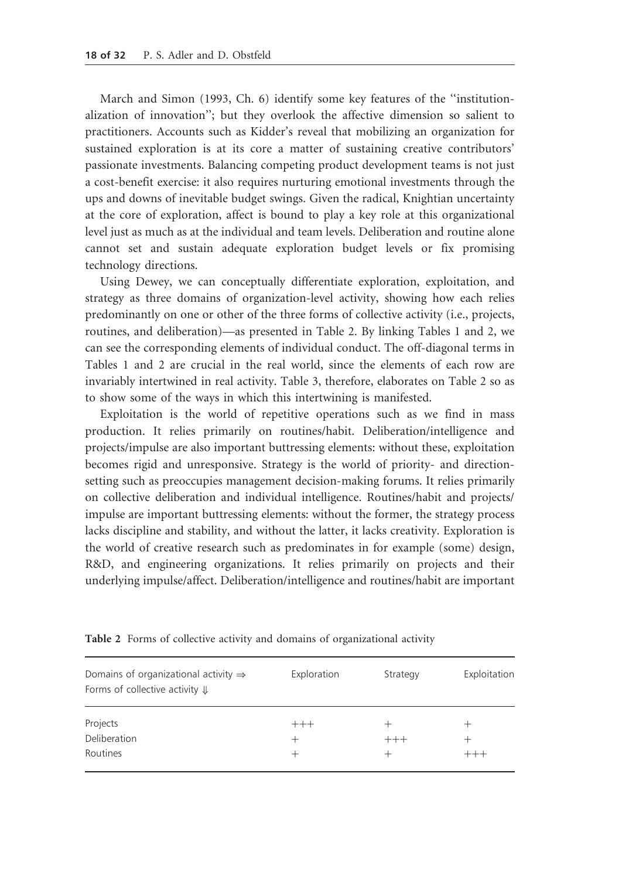March and Simon (1993, Ch. 6) identify some key features of the ''institutionalization of innovation''; but they overlook the affective dimension so salient to practitioners. Accounts such as Kidder's reveal that mobilizing an organization for sustained exploration is at its core a matter of sustaining creative contributors' passionate investments. Balancing competing product development teams is not just a cost-benefit exercise: it also requires nurturing emotional investments through the ups and downs of inevitable budget swings. Given the radical, Knightian uncertainty at the core of exploration, affect is bound to play a key role at this organizational level just as much as at the individual and team levels. Deliberation and routine alone cannot set and sustain adequate exploration budget levels or fix promising technology directions.

Using Dewey, we can conceptually differentiate exploration, exploitation, and strategy as three domains of organization-level activity, showing how each relies predominantly on one or other of the three forms of collective activity (i.e., projects, routines, and deliberation)—as presented in Table 2. By linking Tables 1 and 2, we can see the corresponding elements of individual conduct. The off-diagonal terms in Tables 1 and 2 are crucial in the real world, since the elements of each row are invariably intertwined in real activity. Table 3, therefore, elaborates on Table 2 so as to show some of the ways in which this intertwining is manifested.

Exploitation is the world of repetitive operations such as we find in mass production. It relies primarily on routines/habit. Deliberation/intelligence and projects/impulse are also important buttressing elements: without these, exploitation becomes rigid and unresponsive. Strategy is the world of priority- and direction-setting such as preoccupies management decision-making forums. It relies primarily on collective deliberation and individual intelligence. Routines/habit and projects/impulse are important buttressing elements: without the former, the strategy process lacks discipline and stability, and without the latter, it lacks creativity. Exploration is the world of creative research such as predominates in for example (some) design, R&D, and engineering organizations. It relies primarily on projects and their underlying impulse/affect. Deliberation/intelligence and routines/habit are important

**Table 2** Forms of collective activity and domains of organizational activity

| Domains of organizational activity ⇒<br>Forms of collective activity ⇓ | Exploration | Strategy | Exploitation |
|---|---|---|---|
| Projects | +++ | + | + |
| Deliberation | + | +++ | + |
| Routines | + | + | +++ |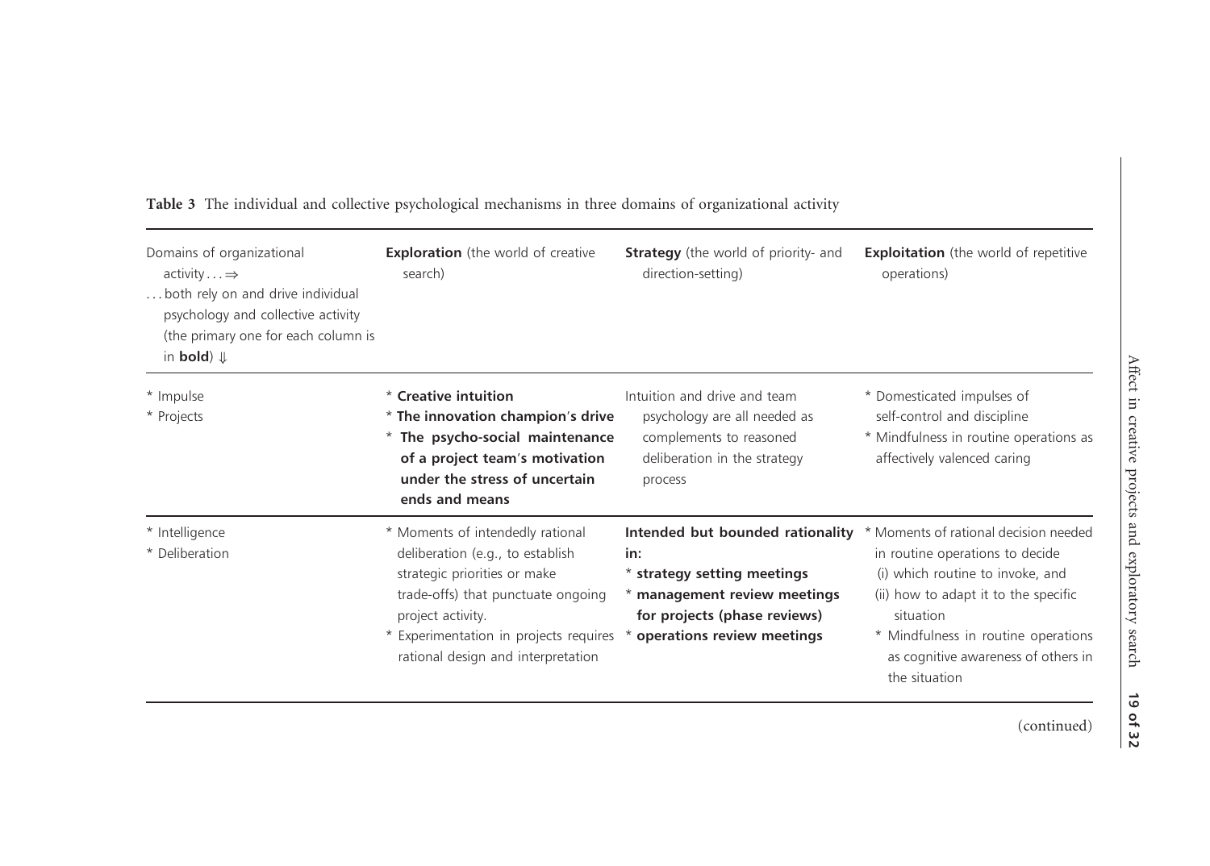**Table 3** The individual and collective psychological mechanisms in three domains of organizational activity

| Domains of organizational activity… ⇒<br>…both rely on and drive individual psychology and collective activity (the primary one for each column is in **bold**) ⇓ | **Exploration** (the world of creative search) | **Strategy** (the world of priority- and direction-setting) | **Exploitation** (the world of repetitive operations) |
|---|---|---|---|
| * Impulse<br>* Projects | * **Creative intuition**<br>* **The innovation champion's drive**<br>* **The psycho-social maintenance of a project team's motivation under the stress of uncertain ends and means** | Intuition and drive and team psychology are all needed as complements to reasoned deliberation in the strategy process | * Domesticated impulses of self-control and discipline<br>* Mindfulness in routine operations as affectively valenced caring |
| * Intelligence<br>* Deliberation | * Moments of intendedly rational deliberation (e.g., to establish strategic priorities or make trade-offs) that punctuate ongoing project activity.<br>* Experimentation in projects requires rational design and interpretation | **Intended but bounded rationality in:**<br>* **strategy setting meetings**<br>* **management review meetings for projects (phase reviews)**<br>* **operations review meetings** | * Moments of rational decision needed in routine operations to decide (i) which routine to invoke, and (ii) how to adapt it to the specific situation<br>* Mindfulness in routine operations as cognitive awareness of others in the situation |

(continued)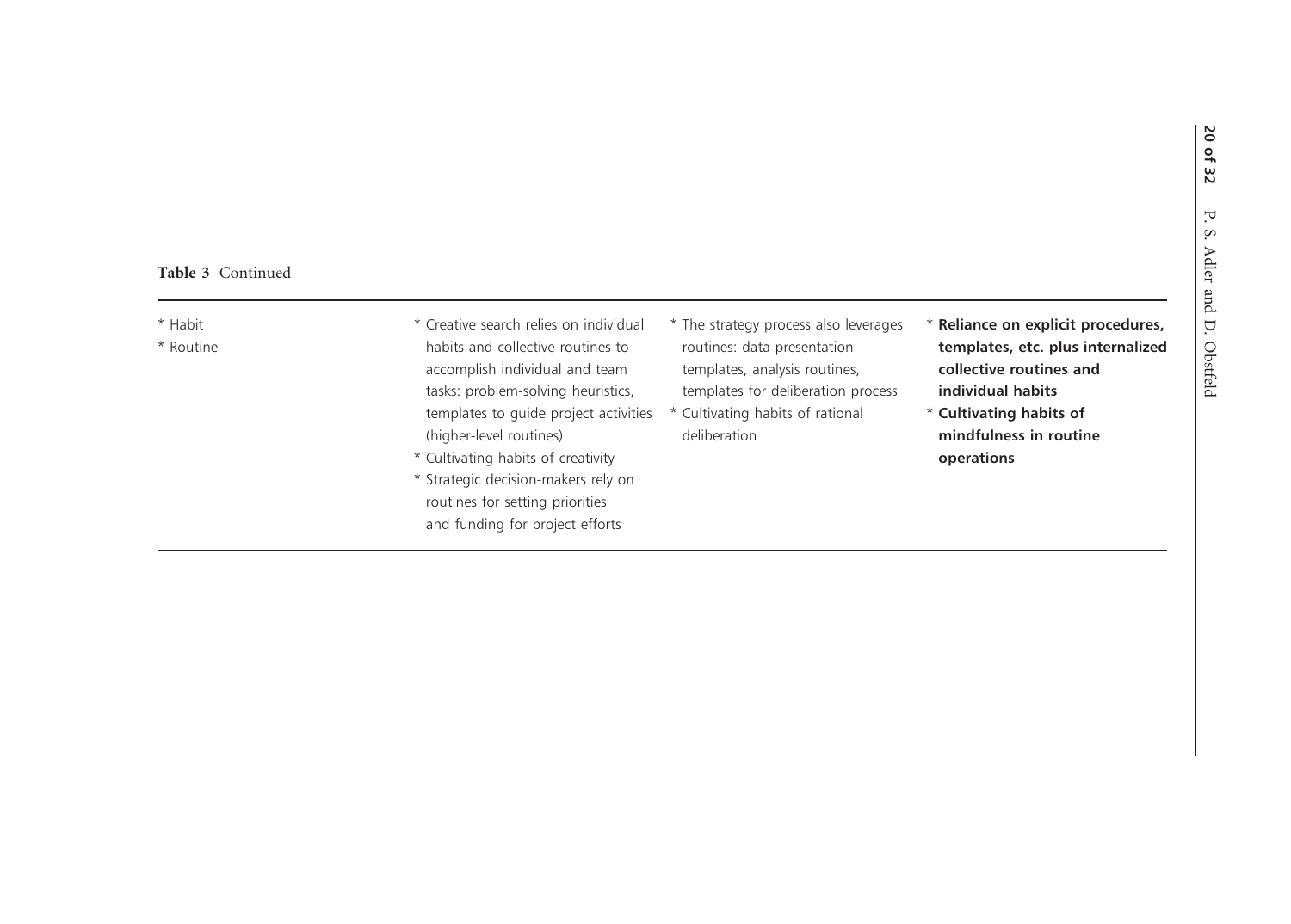**Table 3** Continued

| | | | |
|---|---|---|---|
| * Habit<br>* Routine | * Creative search relies on individual habits and collective routines to accomplish individual and team tasks: problem-solving heuristics, templates to guide project activities (higher-level routines)<br>* Cultivating habits of creativity<br>* Strategic decision-makers rely on routines for setting priorities and funding for project efforts | * The strategy process also leverages routines: data presentation templates, analysis routines, templates for deliberation process<br>* Cultivating habits of rational deliberation | * **Reliance on explicit procedures, templates, etc. plus internalized collective routines and individual habits**<br>* **Cultivating habits of mindfulness in routine operations** |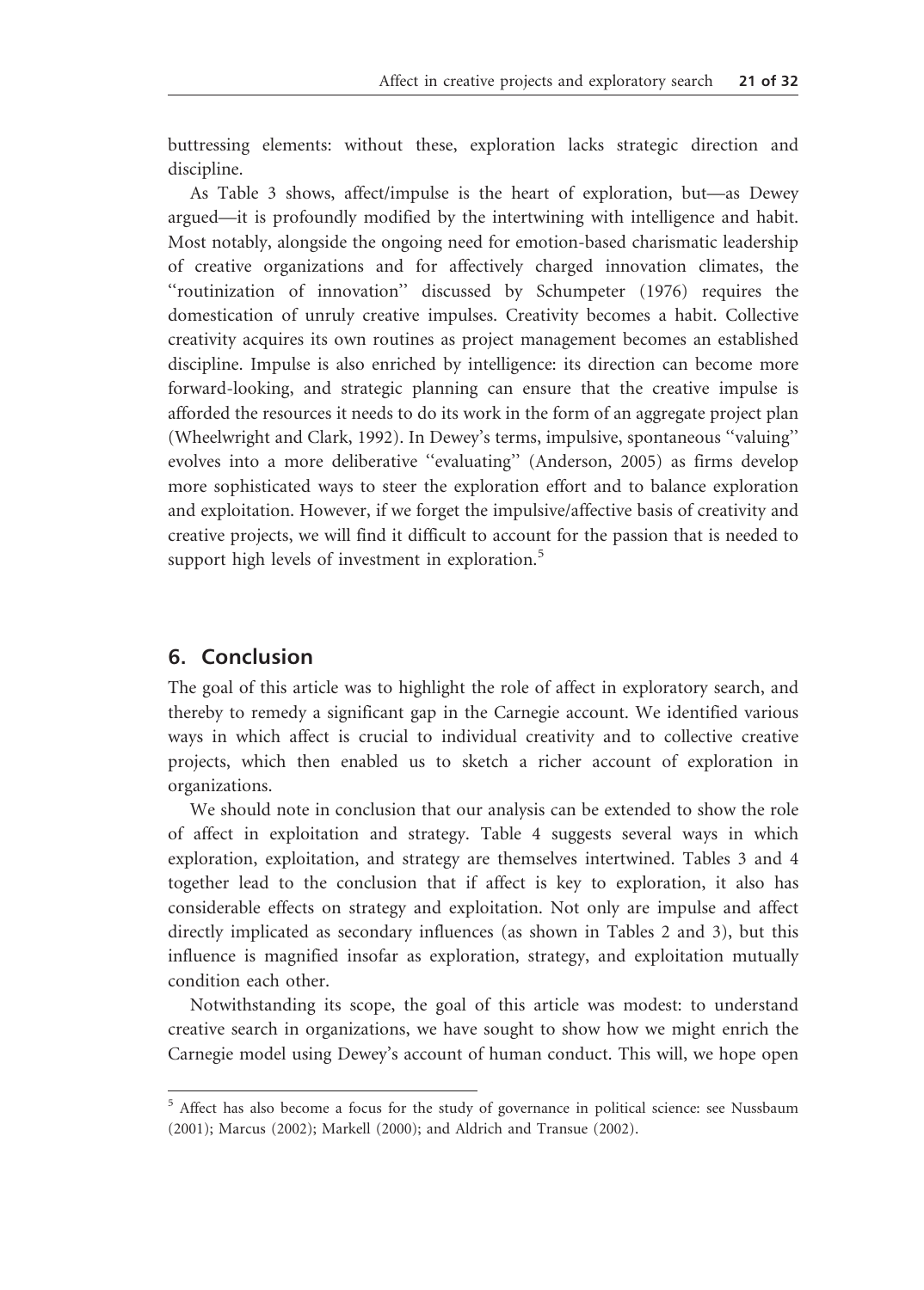buttressing elements: without these, exploration lacks strategic direction and discipline.

As Table 3 shows, affect/impulse is the heart of exploration, but—as Dewey argued—it is profoundly modified by the intertwining with intelligence and habit. Most notably, alongside the ongoing need for emotion-based charismatic leadership of creative organizations and for affectively charged innovation climates, the ''routinization of innovation'' discussed by Schumpeter (1976) requires the domestication of unruly creative impulses. Creativity becomes a habit. Collective creativity acquires its own routines as project management becomes an established discipline. Impulse is also enriched by intelligence: its direction can become more forward-looking, and strategic planning can ensure that the creative impulse is afforded the resources it needs to do its work in the form of an aggregate project plan (Wheelwright and Clark, 1992). In Dewey's terms, impulsive, spontaneous ''valuing'' evolves into a more deliberative ''evaluating'' (Anderson, 2005) as firms develop more sophisticated ways to steer the exploration effort and to balance exploration and exploitation. However, if we forget the impulsive/affective basis of creativity and creative projects, we will find it difficult to account for the passion that is needed to support high levels of investment in exploration.[5]

## 6. Conclusion

The goal of this article was to highlight the role of affect in exploratory search, and thereby to remedy a significant gap in the Carnegie account. We identified various ways in which affect is crucial to individual creativity and to collective creative projects, which then enabled us to sketch a richer account of exploration in organizations.

We should note in conclusion that our analysis can be extended to show the role of affect in exploitation and strategy. Table 4 suggests several ways in which exploration, exploitation, and strategy are themselves intertwined. Tables 3 and 4 together lead to the conclusion that if affect is key to exploration, it also has considerable effects on strategy and exploitation. Not only are impulse and affect directly implicated as secondary influences (as shown in Tables 2 and 3), but this influence is magnified insofar as exploration, strategy, and exploitation mutually condition each other.

Notwithstanding its scope, the goal of this article was modest: to understand creative search in organizations, we have sought to show how we might enrich the Carnegie model using Dewey's account of human conduct. This will, we hope open

[5] Affect has also become a focus for the study of governance in political science: see Nussbaum (2001); Marcus (2002); Markell (2000); and Aldrich and Transue (2002).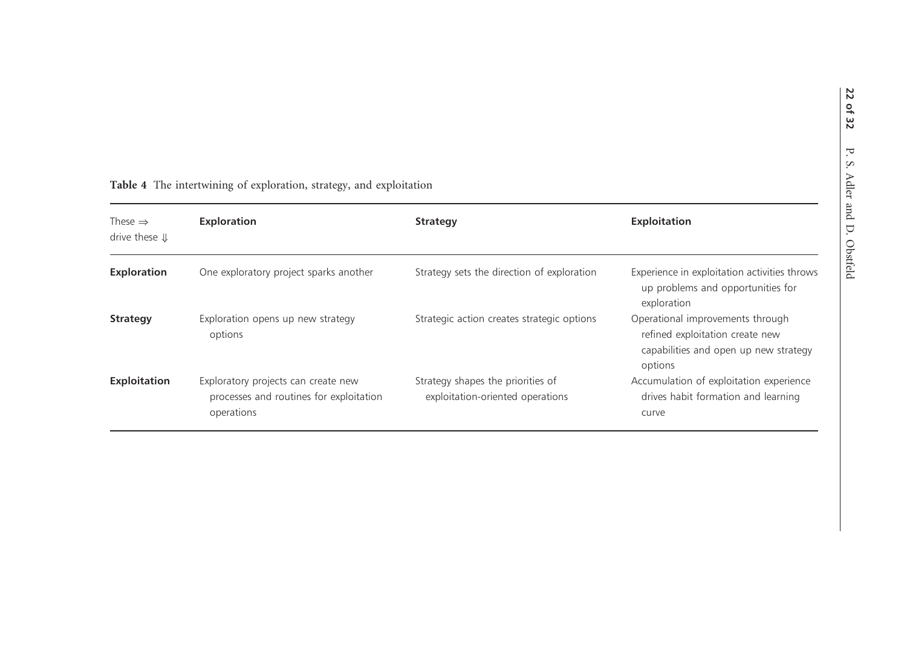**Table 4** The intertwining of exploration, strategy, and exploitation

| These ⇒ drive these ⇓ | **Exploration** | **Strategy** | **Exploitation** |
|---|---|---|---|
| **Exploration** | One exploratory project sparks another | Strategy sets the direction of exploration | Experience in exploitation activities throws up problems and opportunities for exploration |
| **Strategy** | Exploration opens up new strategy options | Strategic action creates strategic options | Operational improvements through refined exploitation create new capabilities and open up new strategy options |
| **Exploitation** | Exploratory projects can create new processes and routines for exploitation operations | Strategy shapes the priorities of exploitation-oriented operations | Accumulation of exploitation experience drives habit formation and learning curve |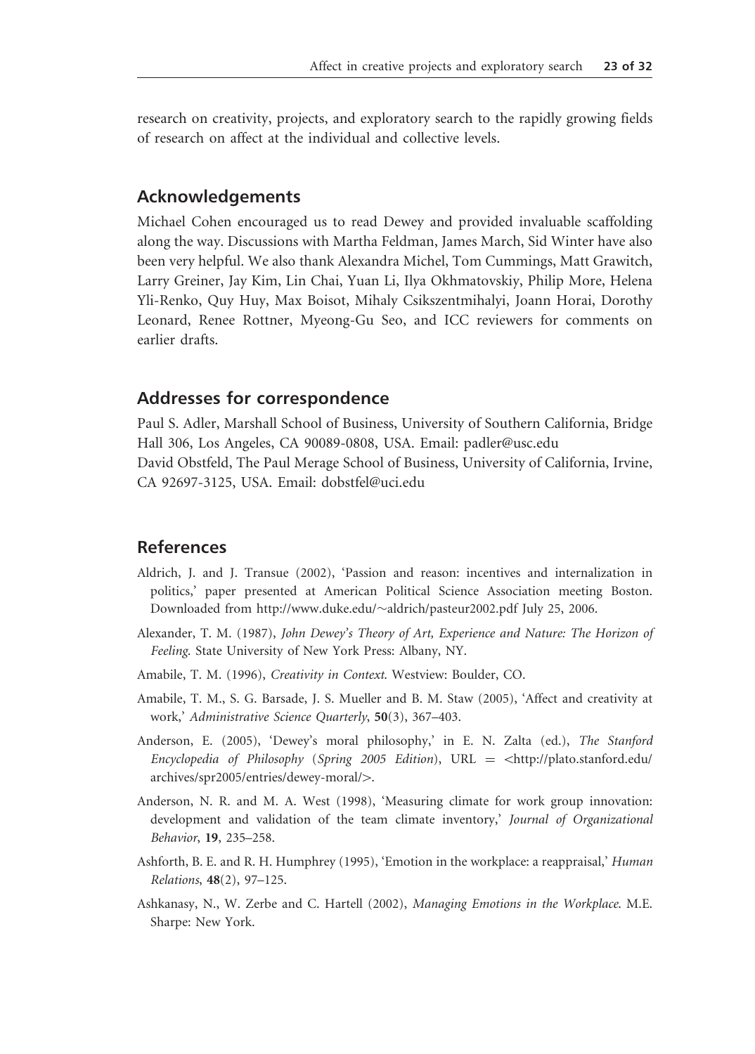research on creativity, projects, and exploratory search to the rapidly growing fields of research on affect at the individual and collective levels.

## Acknowledgements

Michael Cohen encouraged us to read Dewey and provided invaluable scaffolding along the way. Discussions with Martha Feldman, James March, Sid Winter have also been very helpful. We also thank Alexandra Michel, Tom Cummings, Matt Grawitch, Larry Greiner, Jay Kim, Lin Chai, Yuan Li, Ilya Okhmatovskiy, Philip More, Helena Yli-Renko, Quy Huy, Max Boisot, Mihaly Csikszentmihalyi, Joann Horai, Dorothy Leonard, Renee Rottner, Myeong-Gu Seo, and ICC reviewers for comments on earlier drafts.

## Addresses for correspondence

Paul S. Adler, Marshall School of Business, University of Southern California, Bridge Hall 306, Los Angeles, CA 90089-0808, USA. Email: padler@usc.edu
David Obstfeld, The Paul Merage School of Business, University of California, Irvine, CA 92697-3125, USA. Email: dobstfel@uci.edu

## References

Aldrich, J. and J. Transue (2002), 'Passion and reason: incentives and internalization in politics,' paper presented at American Political Science Association meeting Boston. Downloaded from http://www.duke.edu/~aldrich/pasteur2002.pdf July 25, 2006.

Alexander, T. M. (1987), *John Dewey's Theory of Art, Experience and Nature: The Horizon of Feeling*. State University of New York Press: Albany, NY.

Amabile, T. M. (1996), *Creativity in Context*. Westview: Boulder, CO.

Amabile, T. M., S. G. Barsade, J. S. Mueller and B. M. Staw (2005), 'Affect and creativity at work,' *Administrative Science Quarterly*, **50**(3), 367–403.

Anderson, E. (2005), 'Dewey's moral philosophy,' in E. N. Zalta (ed.), *The Stanford Encyclopedia of Philosophy* (*Spring 2005 Edition*), URL = <http://plato.stanford.edu/archives/spr2005/entries/dewey-moral/>.

Anderson, N. R. and M. A. West (1998), 'Measuring climate for work group innovation: development and validation of the team climate inventory,' *Journal of Organizational Behavior*, **19**, 235–258.

Ashforth, B. E. and R. H. Humphrey (1995), 'Emotion in the workplace: a reappraisal,' *Human Relations*, **48**(2), 97–125.

Ashkanasy, N., W. Zerbe and C. Hartell (2002), *Managing Emotions in the Workplace*. M.E. Sharpe: New York.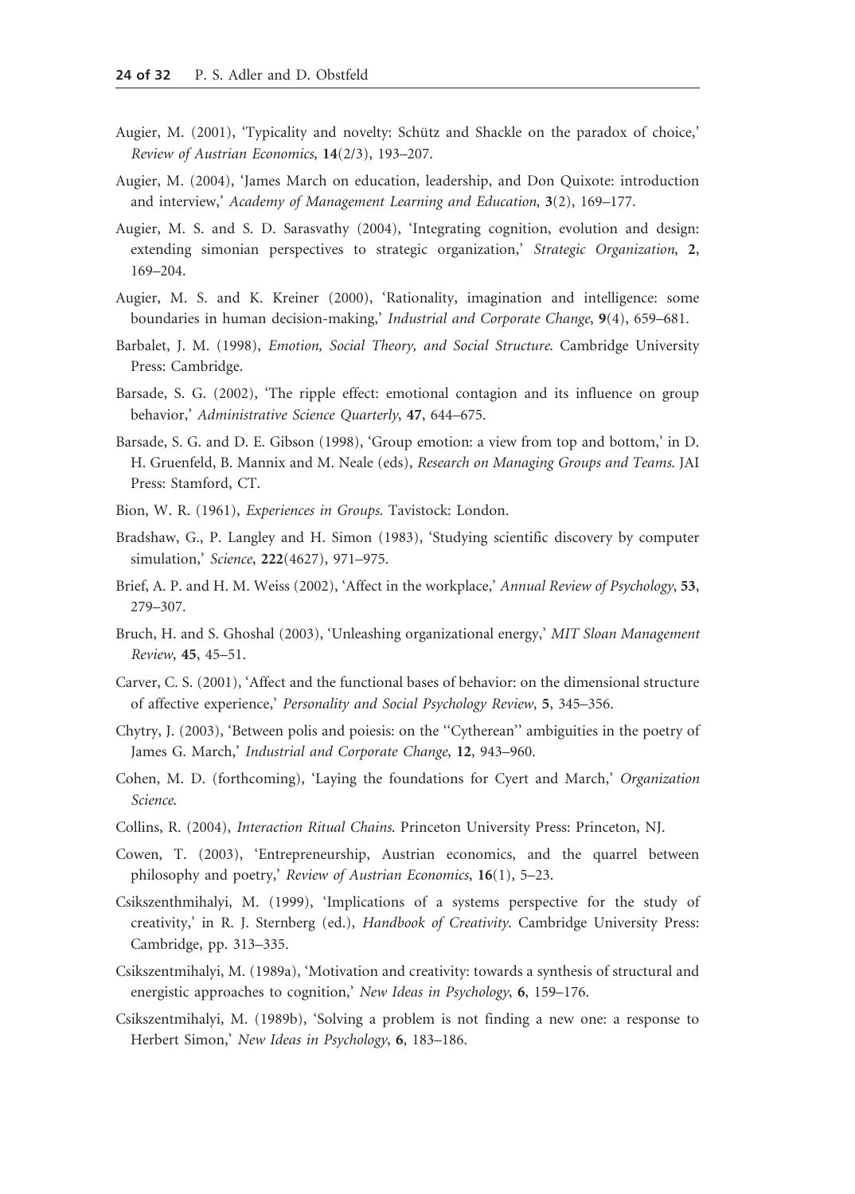Augier, M. (2001), 'Typicality and novelty: Schütz and Shackle on the paradox of choice,' *Review of Austrian Economics*, **14**(2/3), 193–207.

Augier, M. (2004), 'James March on education, leadership, and Don Quixote: introduction and interview,' *Academy of Management Learning and Education*, **3**(2), 169–177.

Augier, M. S. and S. D. Sarasvathy (2004), 'Integrating cognition, evolution and design: extending simonian perspectives to strategic organization,' *Strategic Organization*, **2**, 169–204.

Augier, M. S. and K. Kreiner (2000), 'Rationality, imagination and intelligence: some boundaries in human decision-making,' *Industrial and Corporate Change*, **9**(4), 659–681.

Barbalet, J. M. (1998), *Emotion, Social Theory, and Social Structure*. Cambridge University Press: Cambridge.

Barsade, S. G. (2002), 'The ripple effect: emotional contagion and its influence on group behavior,' *Administrative Science Quarterly*, **47**, 644–675.

Barsade, S. G. and D. E. Gibson (1998), 'Group emotion: a view from top and bottom,' in D. H. Gruenfeld, B. Mannix and M. Neale (eds), *Research on Managing Groups and Teams*. JAI Press: Stamford, CT.

Bion, W. R. (1961), *Experiences in Groups*. Tavistock: London.

Bradshaw, G., P. Langley and H. Simon (1983), 'Studying scientific discovery by computer simulation,' *Science*, **222**(4627), 971–975.

Brief, A. P. and H. M. Weiss (2002), 'Affect in the workplace,' *Annual Review of Psychology*, **53**, 279–307.

Bruch, H. and S. Ghoshal (2003), 'Unleashing organizational energy,' *MIT Sloan Management Review*, **45**, 45–51.

Carver, C. S. (2001), 'Affect and the functional bases of behavior: on the dimensional structure of affective experience,' *Personality and Social Psychology Review*, **5**, 345–356.

Chytry, J. (2003), 'Between polis and poiesis: on the ''Cytherean'' ambiguities in the poetry of James G. March,' *Industrial and Corporate Change*, **12**, 943–960.

Cohen, M. D. (forthcoming), 'Laying the foundations for Cyert and March,' *Organization Science*.

Collins, R. (2004), *Interaction Ritual Chains*. Princeton University Press: Princeton, NJ.

Cowen, T. (2003), 'Entrepreneurship, Austrian economics, and the quarrel between philosophy and poetry,' *Review of Austrian Economics*, **16**(1), 5–23.

Csikszenthmihalyi, M. (1999), 'Implications of a systems perspective for the study of creativity,' in R. J. Sternberg (ed.), *Handbook of Creativity*. Cambridge University Press: Cambridge, pp. 313–335.

Csikszentmihalyi, M. (1989a), 'Motivation and creativity: towards a synthesis of structural and energistic approaches to cognition,' *New Ideas in Psychology*, **6**, 159–176.

Csikszentmihalyi, M. (1989b), 'Solving a problem is not finding a new one: a response to Herbert Simon,' *New Ideas in Psychology*, **6**, 183–186.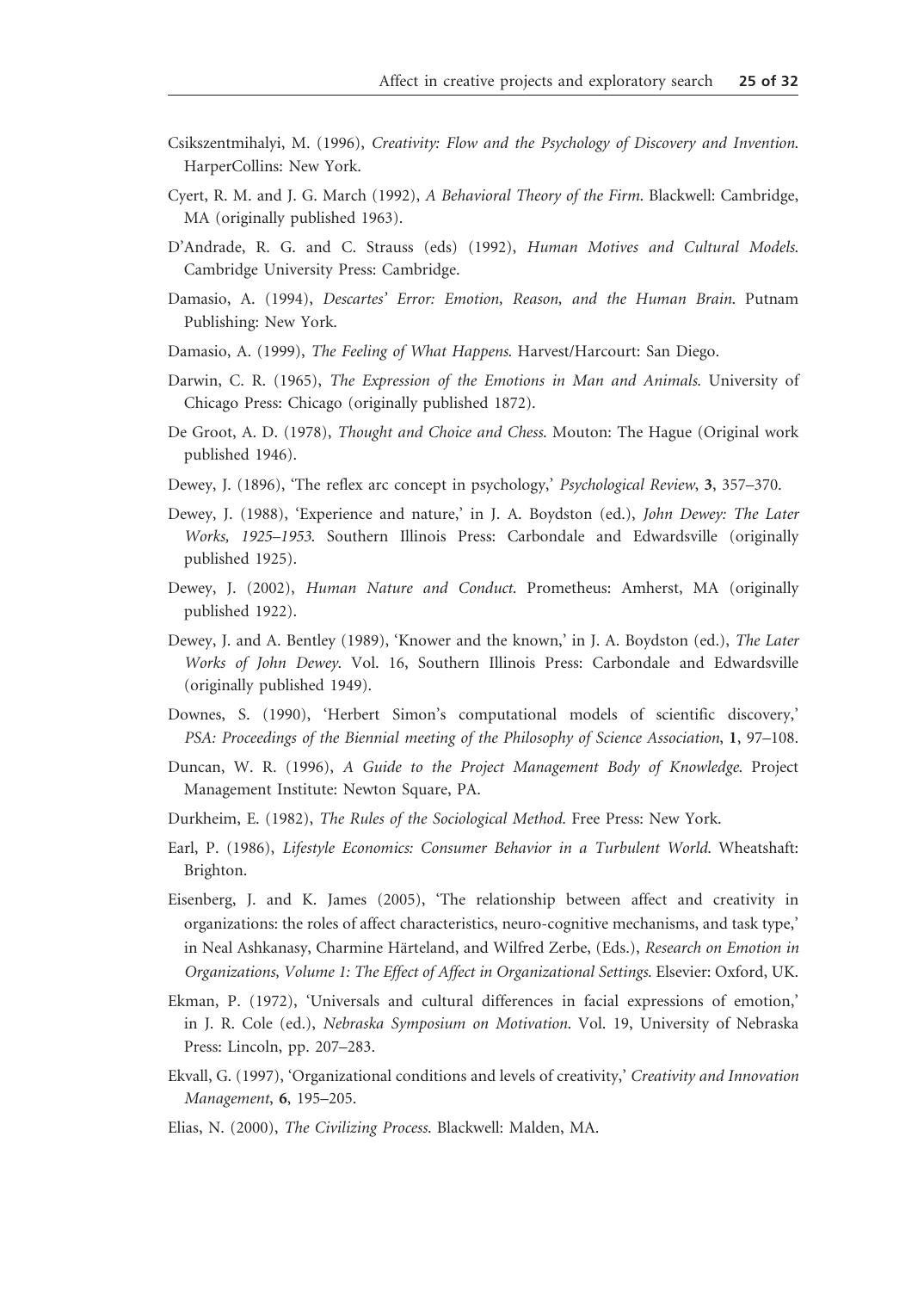Csikszentmihalyi, M. (1996), *Creativity: Flow and the Psychology of Discovery and Invention*. HarperCollins: New York.

Cyert, R. M. and J. G. March (1992), *A Behavioral Theory of the Firm*. Blackwell: Cambridge, MA (originally published 1963).

D'Andrade, R. G. and C. Strauss (eds) (1992), *Human Motives and Cultural Models*. Cambridge University Press: Cambridge.

Damasio, A. (1994), *Descartes' Error: Emotion, Reason, and the Human Brain*. Putnam Publishing: New York.

Damasio, A. (1999), *The Feeling of What Happens*. Harvest/Harcourt: San Diego.

Darwin, C. R. (1965), *The Expression of the Emotions in Man and Animals*. University of Chicago Press: Chicago (originally published 1872).

De Groot, A. D. (1978), *Thought and Choice and Chess*. Mouton: The Hague (Original work published 1946).

Dewey, J. (1896), 'The reflex arc concept in psychology,' *Psychological Review*, **3**, 357–370.

Dewey, J. (1988), 'Experience and nature,' in J. A. Boydston (ed.), *John Dewey: The Later Works, 1925–1953*. Southern Illinois Press: Carbondale and Edwardsville (originally published 1925).

Dewey, J. (2002), *Human Nature and Conduct*. Prometheus: Amherst, MA (originally published 1922).

Dewey, J. and A. Bentley (1989), 'Knower and the known,' in J. A. Boydston (ed.), *The Later Works of John Dewey*. Vol. 16, Southern Illinois Press: Carbondale and Edwardsville (originally published 1949).

Downes, S. (1990), 'Herbert Simon's computational models of scientific discovery,' *PSA: Proceedings of the Biennial meeting of the Philosophy of Science Association*, **1**, 97–108.

Duncan, W. R. (1996), *A Guide to the Project Management Body of Knowledge*. Project Management Institute: Newton Square, PA.

Durkheim, E. (1982), *The Rules of the Sociological Method*. Free Press: New York.

Earl, P. (1986), *Lifestyle Economics: Consumer Behavior in a Turbulent World*. Wheatshaft: Brighton.

Eisenberg, J. and K. James (2005), 'The relationship between affect and creativity in organizations: the roles of affect characteristics, neuro-cognitive mechanisms, and task type,' in Neal Ashkanasy, Charmine Härteland, and Wilfred Zerbe, (Eds.), *Research on Emotion in Organizations, Volume 1: The Effect of Affect in Organizational Settings*. Elsevier: Oxford, UK.

Ekman, P. (1972), 'Universals and cultural differences in facial expressions of emotion,' in J. R. Cole (ed.), *Nebraska Symposium on Motivation*. Vol. 19, University of Nebraska Press: Lincoln, pp. 207–283.

Ekvall, G. (1997), 'Organizational conditions and levels of creativity,' *Creativity and Innovation Management*, **6**, 195–205.

Elias, N. (2000), *The Civilizing Process*. Blackwell: Malden, MA.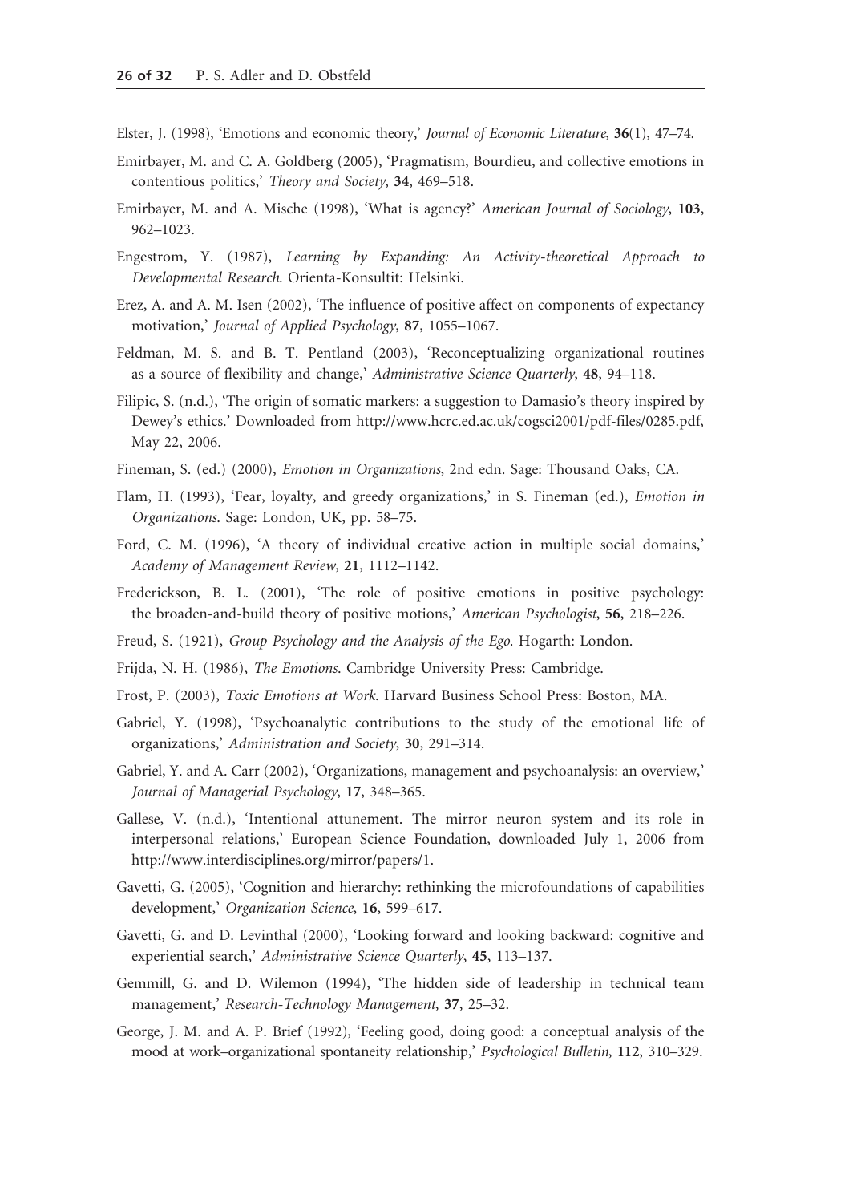Elster, J. (1998), 'Emotions and economic theory,' *Journal of Economic Literature*, **36**(1), 47–74.

Emirbayer, M. and C. A. Goldberg (2005), 'Pragmatism, Bourdieu, and collective emotions in contentious politics,' *Theory and Society*, **34**, 469–518.

Emirbayer, M. and A. Mische (1998), 'What is agency?' *American Journal of Sociology*, **103**, 962–1023.

Engestrom, Y. (1987), *Learning by Expanding: An Activity-theoretical Approach to Developmental Research*. Orienta-Konsultit: Helsinki.

Erez, A. and A. M. Isen (2002), 'The influence of positive affect on components of expectancy motivation,' *Journal of Applied Psychology*, **87**, 1055–1067.

Feldman, M. S. and B. T. Pentland (2003), 'Reconceptualizing organizational routines as a source of flexibility and change,' *Administrative Science Quarterly*, **48**, 94–118.

Filipic, S. (n.d.), 'The origin of somatic markers: a suggestion to Damasio's theory inspired by Dewey's ethics.' Downloaded from http://www.hcrc.ed.ac.uk/cogsci2001/pdf-files/0285.pdf, May 22, 2006.

Fineman, S. (ed.) (2000), *Emotion in Organizations*, 2nd edn. Sage: Thousand Oaks, CA.

Flam, H. (1993), 'Fear, loyalty, and greedy organizations,' in S. Fineman (ed.), *Emotion in Organizations*. Sage: London, UK, pp. 58–75.

Ford, C. M. (1996), 'A theory of individual creative action in multiple social domains,' *Academy of Management Review*, **21**, 1112–1142.

Frederickson, B. L. (2001), 'The role of positive emotions in positive psychology: the broaden-and-build theory of positive motions,' *American Psychologist*, **56**, 218–226.

Freud, S. (1921), *Group Psychology and the Analysis of the Ego*. Hogarth: London.

Frijda, N. H. (1986), *The Emotions*. Cambridge University Press: Cambridge.

Frost, P. (2003), *Toxic Emotions at Work*. Harvard Business School Press: Boston, MA.

Gabriel, Y. (1998), 'Psychoanalytic contributions to the study of the emotional life of organizations,' *Administration and Society*, **30**, 291–314.

Gabriel, Y. and A. Carr (2002), 'Organizations, management and psychoanalysis: an overview,' *Journal of Managerial Psychology*, **17**, 348–365.

Gallese, V. (n.d.), 'Intentional attunement. The mirror neuron system and its role in interpersonal relations,' European Science Foundation, downloaded July 1, 2006 from http://www.interdisciplines.org/mirror/papers/1.

Gavetti, G. (2005), 'Cognition and hierarchy: rethinking the microfoundations of capabilities development,' *Organization Science*, **16**, 599–617.

Gavetti, G. and D. Levinthal (2000), 'Looking forward and looking backward: cognitive and experiential search,' *Administrative Science Quarterly*, **45**, 113–137.

Gemmill, G. and D. Wilemon (1994), 'The hidden side of leadership in technical team management,' *Research-Technology Management*, **37**, 25–32.

George, J. M. and A. P. Brief (1992), 'Feeling good, doing good: a conceptual analysis of the mood at work–organizational spontaneity relationship,' *Psychological Bulletin*, **112**, 310–329.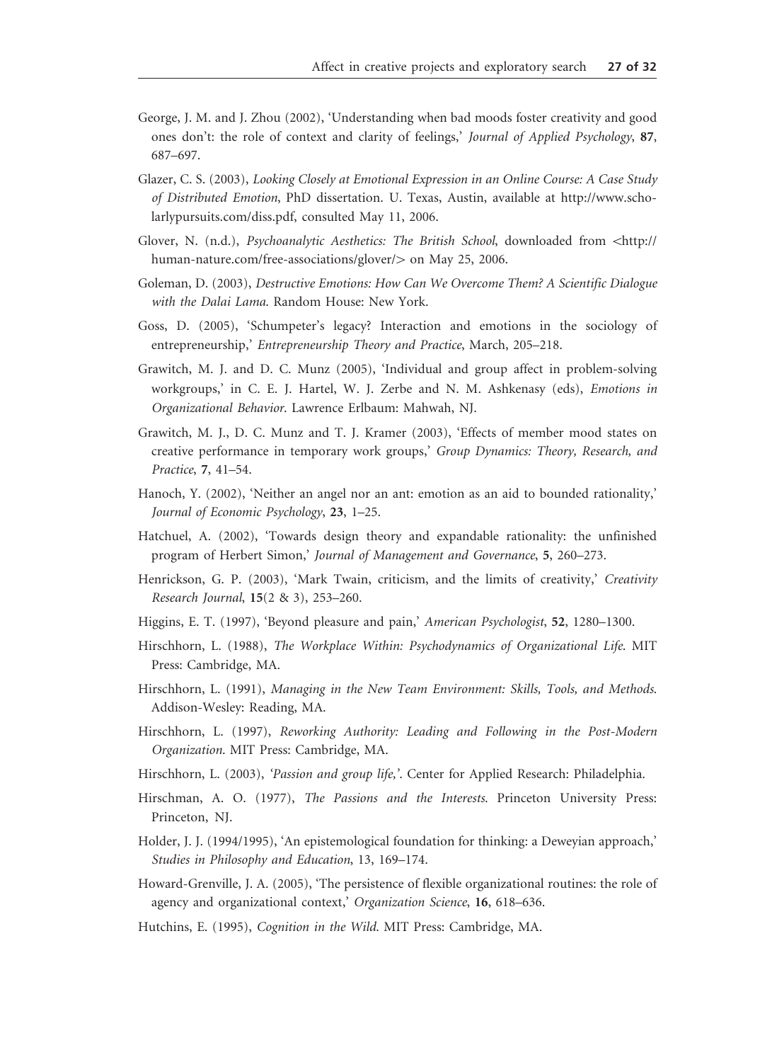George, J. M. and J. Zhou (2002), 'Understanding when bad moods foster creativity and good ones don't: the role of context and clarity of feelings,' *Journal of Applied Psychology*, **87**, 687–697.

Glazer, C. S. (2003), *Looking Closely at Emotional Expression in an Online Course: A Case Study of Distributed Emotion*, PhD dissertation. U. Texas, Austin, available at http://www.scholarlypursuits.com/diss.pdf, consulted May 11, 2006.

Glover, N. (n.d.), *Psychoanalytic Aesthetics: The British School*, downloaded from <http://human-nature.com/free-associations/glover/> on May 25, 2006.

Goleman, D. (2003), *Destructive Emotions: How Can We Overcome Them? A Scientific Dialogue with the Dalai Lama*. Random House: New York.

Goss, D. (2005), 'Schumpeter's legacy? Interaction and emotions in the sociology of entrepreneurship,' *Entrepreneurship Theory and Practice*, March, 205–218.

Grawitch, M. J. and D. C. Munz (2005), 'Individual and group affect in problem-solving workgroups,' in C. E. J. Hartel, W. J. Zerbe and N. M. Ashkenasy (eds), *Emotions in Organizational Behavior*. Lawrence Erlbaum: Mahwah, NJ.

Grawitch, M. J., D. C. Munz and T. J. Kramer (2003), 'Effects of member mood states on creative performance in temporary work groups,' *Group Dynamics: Theory, Research, and Practice*, **7**, 41–54.

Hanoch, Y. (2002), 'Neither an angel nor an ant: emotion as an aid to bounded rationality,' *Journal of Economic Psychology*, **23**, 1–25.

Hatchuel, A. (2002), 'Towards design theory and expandable rationality: the unfinished program of Herbert Simon,' *Journal of Management and Governance*, **5**, 260–273.

Henrickson, G. P. (2003), 'Mark Twain, criticism, and the limits of creativity,' *Creativity Research Journal*, **15**(2 & 3), 253–260.

Higgins, E. T. (1997), 'Beyond pleasure and pain,' *American Psychologist*, **52**, 1280–1300.

Hirschhorn, L. (1988), *The Workplace Within: Psychodynamics of Organizational Life*. MIT Press: Cambridge, MA.

Hirschhorn, L. (1991), *Managing in the New Team Environment: Skills, Tools, and Methods*. Addison-Wesley: Reading, MA.

Hirschhorn, L. (1997), *Reworking Authority: Leading and Following in the Post-Modern Organization*. MIT Press: Cambridge, MA.

Hirschhorn, L. (2003), *'Passion and group life,'*. Center for Applied Research: Philadelphia.

Hirschman, A. O. (1977), *The Passions and the Interests*. Princeton University Press: Princeton, NJ.

Holder, J. J. (1994/1995), 'An epistemological foundation for thinking: a Deweyian approach,' *Studies in Philosophy and Education*, 13, 169–174.

Howard-Grenville, J. A. (2005), 'The persistence of flexible organizational routines: the role of agency and organizational context,' *Organization Science*, **16**, 618–636.

Hutchins, E. (1995), *Cognition in the Wild*. MIT Press: Cambridge, MA.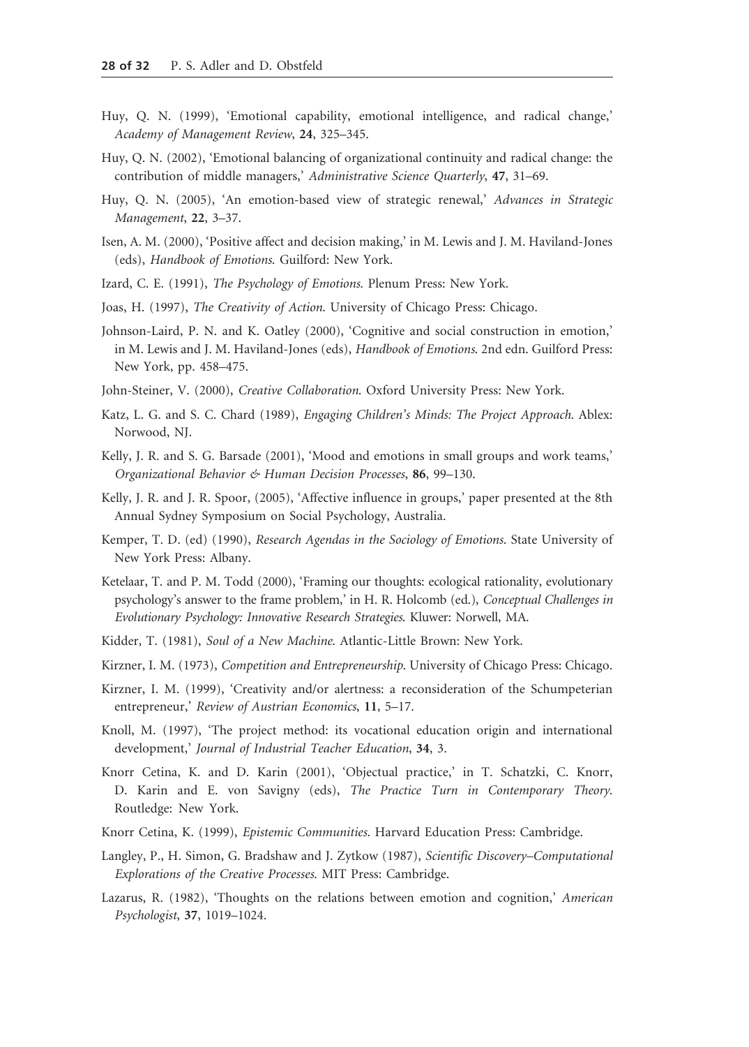Huy, Q. N. (1999), 'Emotional capability, emotional intelligence, and radical change,' *Academy of Management Review*, **24**, 325–345.

Huy, Q. N. (2002), 'Emotional balancing of organizational continuity and radical change: the contribution of middle managers,' *Administrative Science Quarterly*, **47**, 31–69.

Huy, Q. N. (2005), 'An emotion-based view of strategic renewal,' *Advances in Strategic Management*, **22**, 3–37.

Isen, A. M. (2000), 'Positive affect and decision making,' in M. Lewis and J. M. Haviland-Jones (eds), *Handbook of Emotions*. Guilford: New York.

Izard, C. E. (1991), *The Psychology of Emotions*. Plenum Press: New York.

Joas, H. (1997), *The Creativity of Action*. University of Chicago Press: Chicago.

Johnson-Laird, P. N. and K. Oatley (2000), 'Cognitive and social construction in emotion,' in M. Lewis and J. M. Haviland-Jones (eds), *Handbook of Emotions*. 2nd edn. Guilford Press: New York, pp. 458–475.

John-Steiner, V. (2000), *Creative Collaboration*. Oxford University Press: New York.

Katz, L. G. and S. C. Chard (1989), *Engaging Children's Minds: The Project Approach*. Ablex: Norwood, NJ.

Kelly, J. R. and S. G. Barsade (2001), 'Mood and emotions in small groups and work teams,' *Organizational Behavior & Human Decision Processes*, **86**, 99–130.

Kelly, J. R. and J. R. Spoor, (2005), 'Affective influence in groups,' paper presented at the 8th Annual Sydney Symposium on Social Psychology, Australia.

Kemper, T. D. (ed) (1990), *Research Agendas in the Sociology of Emotions*. State University of New York Press: Albany.

Ketelaar, T. and P. M. Todd (2000), 'Framing our thoughts: ecological rationality, evolutionary psychology's answer to the frame problem,' in H. R. Holcomb (ed.), *Conceptual Challenges in Evolutionary Psychology: Innovative Research Strategies*. Kluwer: Norwell, MA.

Kidder, T. (1981), *Soul of a New Machine*. Atlantic-Little Brown: New York.

Kirzner, I. M. (1973), *Competition and Entrepreneurship*. University of Chicago Press: Chicago.

Kirzner, I. M. (1999), 'Creativity and/or alertness: a reconsideration of the Schumpeterian entrepreneur,' *Review of Austrian Economics*, **11**, 5–17.

Knoll, M. (1997), 'The project method: its vocational education origin and international development,' *Journal of Industrial Teacher Education*, **34**, 3.

Knorr Cetina, K. and D. Karin (2001), 'Objectual practice,' in T. Schatzki, C. Knorr, D. Karin and E. von Savigny (eds), *The Practice Turn in Contemporary Theory*. Routledge: New York.

Knorr Cetina, K. (1999), *Epistemic Communities*. Harvard Education Press: Cambridge.

Langley, P., H. Simon, G. Bradshaw and J. Zytkow (1987), *Scientific Discovery–Computational Explorations of the Creative Processes*. MIT Press: Cambridge.

Lazarus, R. (1982), 'Thoughts on the relations between emotion and cognition,' *American Psychologist*, **37**, 1019–1024.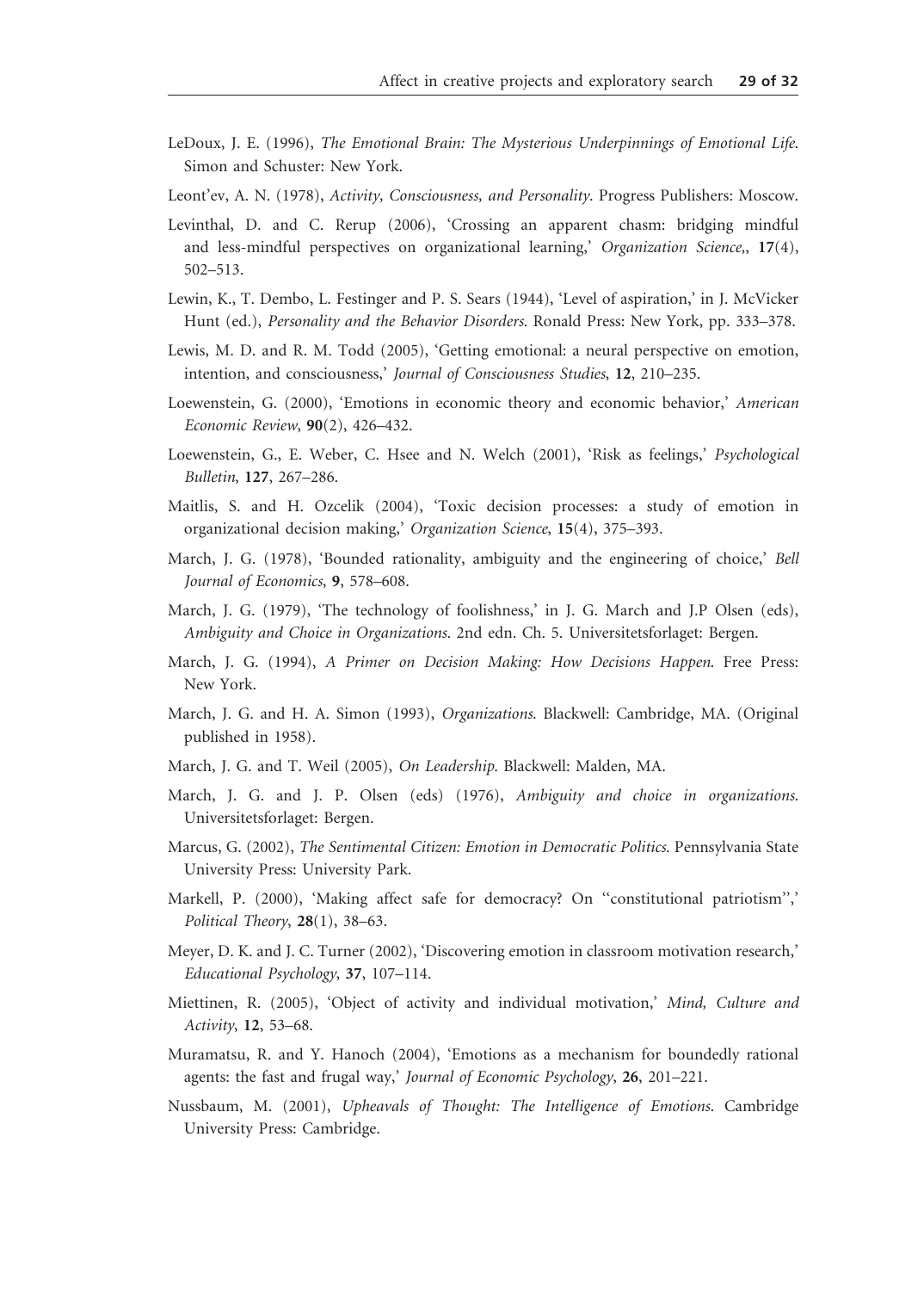LeDoux, J. E. (1996), *The Emotional Brain: The Mysterious Underpinnings of Emotional Life*. Simon and Schuster: New York.

Leont'ev, A. N. (1978), *Activity, Consciousness, and Personality*. Progress Publishers: Moscow.

Levinthal, D. and C. Rerup (2006), 'Crossing an apparent chasm: bridging mindful and less-mindful perspectives on organizational learning,' *Organization Science,*, **17**(4), 502–513.

Lewin, K., T. Dembo, L. Festinger and P. S. Sears (1944), 'Level of aspiration,' in J. McVicker Hunt (ed.), *Personality and the Behavior Disorders*. Ronald Press: New York, pp. 333–378.

Lewis, M. D. and R. M. Todd (2005), 'Getting emotional: a neural perspective on emotion, intention, and consciousness,' *Journal of Consciousness Studies*, **12**, 210–235.

Loewenstein, G. (2000), 'Emotions in economic theory and economic behavior,' *American Economic Review*, **90**(2), 426–432.

Loewenstein, G., E. Weber, C. Hsee and N. Welch (2001), 'Risk as feelings,' *Psychological Bulletin*, **127**, 267–286.

Maitlis, S. and H. Ozcelik (2004), 'Toxic decision processes: a study of emotion in organizational decision making,' *Organization Science*, **15**(4), 375–393.

March, J. G. (1978), 'Bounded rationality, ambiguity and the engineering of choice,' *Bell Journal of Economics*, **9**, 578–608.

March, J. G. (1979), 'The technology of foolishness,' in J. G. March and J.P Olsen (eds), *Ambiguity and Choice in Organizations*. 2nd edn. Ch. 5. Universitetsforlaget: Bergen.

March, J. G. (1994), *A Primer on Decision Making: How Decisions Happen*. Free Press: New York.

March, J. G. and H. A. Simon (1993), *Organizations*. Blackwell: Cambridge, MA. (Original published in 1958).

March, J. G. and T. Weil (2005), *On Leadership*. Blackwell: Malden, MA.

March, J. G. and J. P. Olsen (eds) (1976), *Ambiguity and choice in organizations*. Universitetsforlaget: Bergen.

Marcus, G. (2002), *The Sentimental Citizen: Emotion in Democratic Politics*. Pennsylvania State University Press: University Park.

Markell, P. (2000), 'Making affect safe for democracy? On "constitutional patriotism",' *Political Theory*, **28**(1), 38–63.

Meyer, D. K. and J. C. Turner (2002), 'Discovering emotion in classroom motivation research,' *Educational Psychology*, **37**, 107–114.

Miettinen, R. (2005), 'Object of activity and individual motivation,' *Mind, Culture and Activity*, **12**, 53–68.

Muramatsu, R. and Y. Hanoch (2004), 'Emotions as a mechanism for boundedly rational agents: the fast and frugal way,' *Journal of Economic Psychology*, **26**, 201–221.

Nussbaum, M. (2001), *Upheavals of Thought: The Intelligence of Emotions*. Cambridge University Press: Cambridge.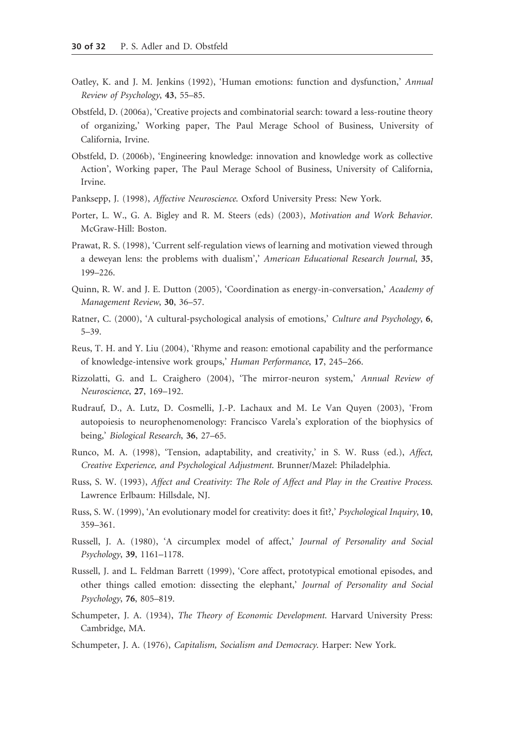Oatley, K. and J. M. Jenkins (1992), 'Human emotions: function and dysfunction,' *Annual Review of Psychology*, **43**, 55–85.

Obstfeld, D. (2006a), 'Creative projects and combinatorial search: toward a less-routine theory of organizing,' Working paper, The Paul Merage School of Business, University of California, Irvine.

Obstfeld, D. (2006b), 'Engineering knowledge: innovation and knowledge work as collective Action', Working paper, The Paul Merage School of Business, University of California, Irvine.

Panksepp, J. (1998), *Affective Neuroscience*. Oxford University Press: New York.

Porter, L. W., G. A. Bigley and R. M. Steers (eds) (2003), *Motivation and Work Behavior*. McGraw-Hill: Boston.

Prawat, R. S. (1998), 'Current self-regulation views of learning and motivation viewed through a deweyan lens: the problems with dualism',' *American Educational Research Journal*, **35**, 199–226.

Quinn, R. W. and J. E. Dutton (2005), 'Coordination as energy-in-conversation,' *Academy of Management Review*, **30**, 36–57.

Ratner, C. (2000), 'A cultural-psychological analysis of emotions,' *Culture and Psychology*, **6**, 5–39.

Reus, T. H. and Y. Liu (2004), 'Rhyme and reason: emotional capability and the performance of knowledge-intensive work groups,' *Human Performance*, **17**, 245–266.

Rizzolatti, G. and L. Craighero (2004), 'The mirror-neuron system,' *Annual Review of Neuroscience*, **27**, 169–192.

Rudrauf, D., A. Lutz, D. Cosmelli, J.-P. Lachaux and M. Le Van Quyen (2003), 'From autopoiesis to neurophenomenology: Francisco Varela's exploration of the biophysics of being,' *Biological Research*, **36**, 27–65.

Runco, M. A. (1998), 'Tension, adaptability, and creativity,' in S. W. Russ (ed.), *Affect, Creative Experience, and Psychological Adjustment*. Brunner/Mazel: Philadelphia.

Russ, S. W. (1993), *Affect and Creativity: The Role of Affect and Play in the Creative Process*. Lawrence Erlbaum: Hillsdale, NJ.

Russ, S. W. (1999), 'An evolutionary model for creativity: does it fit?,' *Psychological Inquiry*, **10**, 359–361.

Russell, J. A. (1980), 'A circumplex model of affect,' *Journal of Personality and Social Psychology*, **39**, 1161–1178.

Russell, J. and L. Feldman Barrett (1999), 'Core affect, prototypical emotional episodes, and other things called emotion: dissecting the elephant,' *Journal of Personality and Social Psychology*, **76**, 805–819.

Schumpeter, J. A. (1934), *The Theory of Economic Development*. Harvard University Press: Cambridge, MA.

Schumpeter, J. A. (1976), *Capitalism, Socialism and Democracy*. Harper: New York.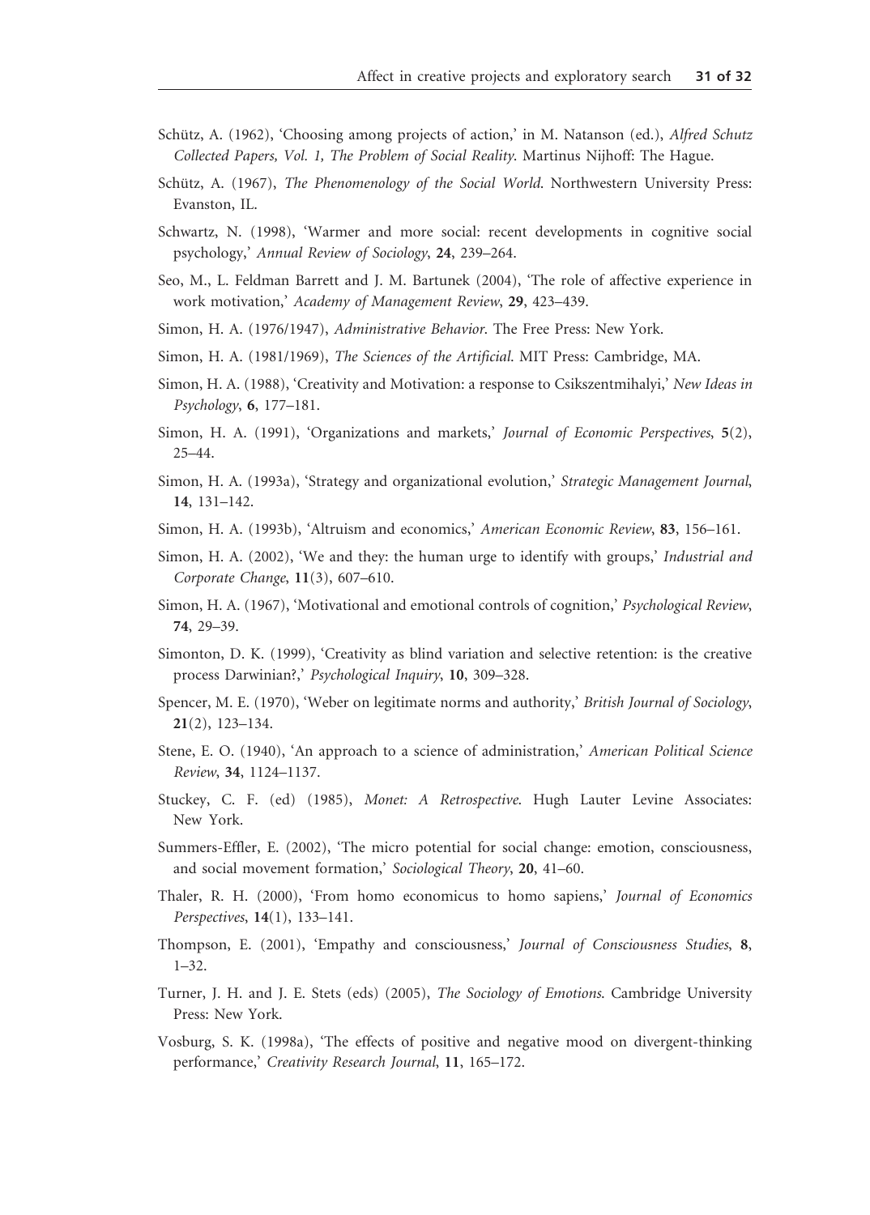Schütz, A. (1962), 'Choosing among projects of action,' in M. Natanson (ed.), *Alfred Schutz Collected Papers, Vol. 1, The Problem of Social Reality*. Martinus Nijhoff: The Hague.

Schütz, A. (1967), *The Phenomenology of the Social World*. Northwestern University Press: Evanston, IL.

Schwartz, N. (1998), 'Warmer and more social: recent developments in cognitive social psychology,' *Annual Review of Sociology*, **24**, 239–264.

Seo, M., L. Feldman Barrett and J. M. Bartunek (2004), 'The role of affective experience in work motivation,' *Academy of Management Review*, **29**, 423–439.

Simon, H. A. (1976/1947), *Administrative Behavior*. The Free Press: New York.

Simon, H. A. (1981/1969), *The Sciences of the Artificial*. MIT Press: Cambridge, MA.

Simon, H. A. (1988), 'Creativity and Motivation: a response to Csikszentmihalyi,' *New Ideas in Psychology*, **6**, 177–181.

Simon, H. A. (1991), 'Organizations and markets,' *Journal of Economic Perspectives*, **5**(2), 25–44.

Simon, H. A. (1993a), 'Strategy and organizational evolution,' *Strategic Management Journal*, **14**, 131–142.

Simon, H. A. (1993b), 'Altruism and economics,' *American Economic Review*, **83**, 156–161.

Simon, H. A. (2002), 'We and they: the human urge to identify with groups,' *Industrial and Corporate Change*, **11**(3), 607–610.

Simon, H. A. (1967), 'Motivational and emotional controls of cognition,' *Psychological Review*, **74**, 29–39.

Simonton, D. K. (1999), 'Creativity as blind variation and selective retention: is the creative process Darwinian?,' *Psychological Inquiry*, **10**, 309–328.

Spencer, M. E. (1970), 'Weber on legitimate norms and authority,' *British Journal of Sociology*, **21**(2), 123–134.

Stene, E. O. (1940), 'An approach to a science of administration,' *American Political Science Review*, **34**, 1124–1137.

Stuckey, C. F. (ed) (1985), *Monet: A Retrospective*. Hugh Lauter Levine Associates: New York.

Summers-Effler, E. (2002), 'The micro potential for social change: emotion, consciousness, and social movement formation,' *Sociological Theory*, **20**, 41–60.

Thaler, R. H. (2000), 'From homo economicus to homo sapiens,' *Journal of Economics Perspectives*, **14**(1), 133–141.

Thompson, E. (2001), 'Empathy and consciousness,' *Journal of Consciousness Studies*, **8**, 1–32.

Turner, J. H. and J. E. Stets (eds) (2005), *The Sociology of Emotions*. Cambridge University Press: New York.

Vosburg, S. K. (1998a), 'The effects of positive and negative mood on divergent-thinking performance,' *Creativity Research Journal*, **11**, 165–172.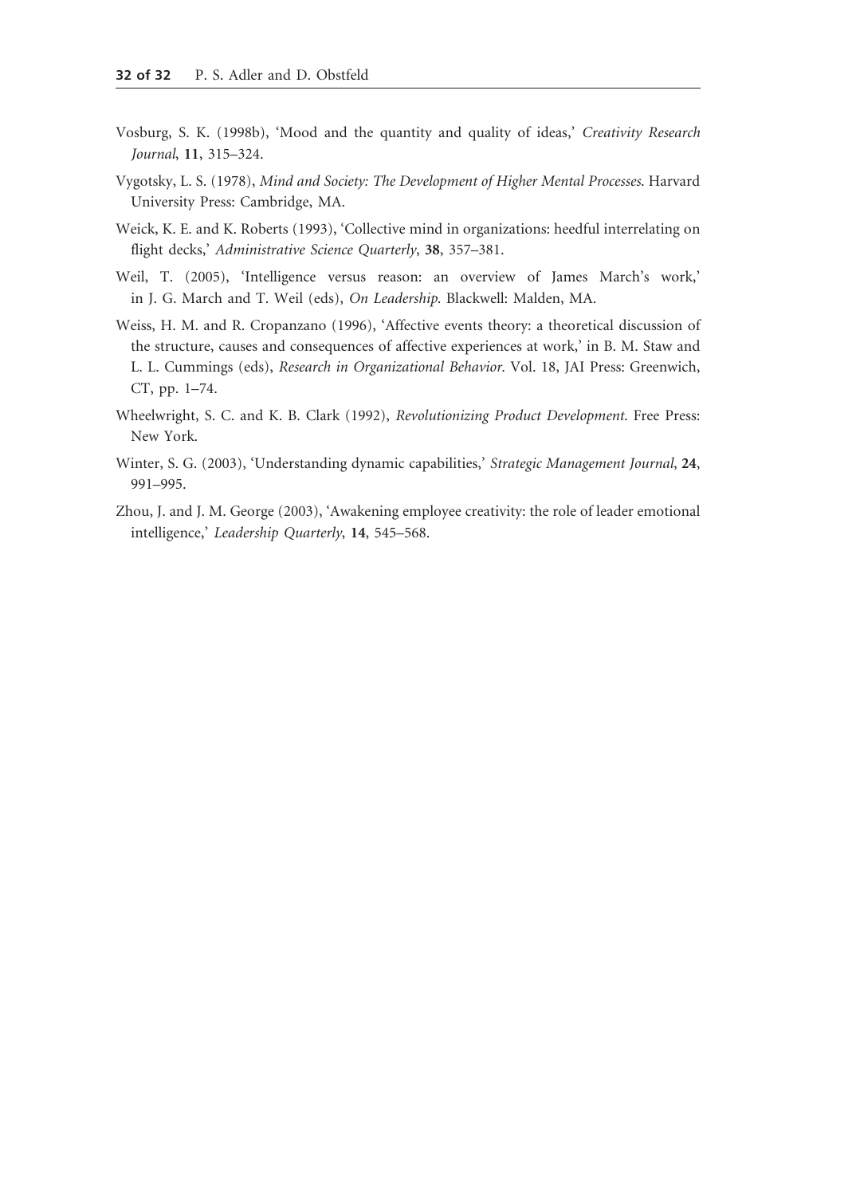Vosburg, S. K. (1998b), 'Mood and the quantity and quality of ideas,' *Creativity Research Journal*, **11**, 315–324.

Vygotsky, L. S. (1978), *Mind and Society: The Development of Higher Mental Processes*. Harvard University Press: Cambridge, MA.

Weick, K. E. and K. Roberts (1993), 'Collective mind in organizations: heedful interrelating on flight decks,' *Administrative Science Quarterly*, **38**, 357–381.

Weil, T. (2005), 'Intelligence versus reason: an overview of James March's work,' in J. G. March and T. Weil (eds), *On Leadership*. Blackwell: Malden, MA.

Weiss, H. M. and R. Cropanzano (1996), 'Affective events theory: a theoretical discussion of the structure, causes and consequences of affective experiences at work,' in B. M. Staw and L. L. Cummings (eds), *Research in Organizational Behavior*. Vol. 18, JAI Press: Greenwich, CT, pp. 1–74.

Wheelwright, S. C. and K. B. Clark (1992), *Revolutionizing Product Development*. Free Press: New York.

Winter, S. G. (2003), 'Understanding dynamic capabilities,' *Strategic Management Journal*, **24**, 991–995.

Zhou, J. and J. M. George (2003), 'Awakening employee creativity: the role of leader emotional intelligence,' *Leadership Quarterly*, **14**, 545–568.